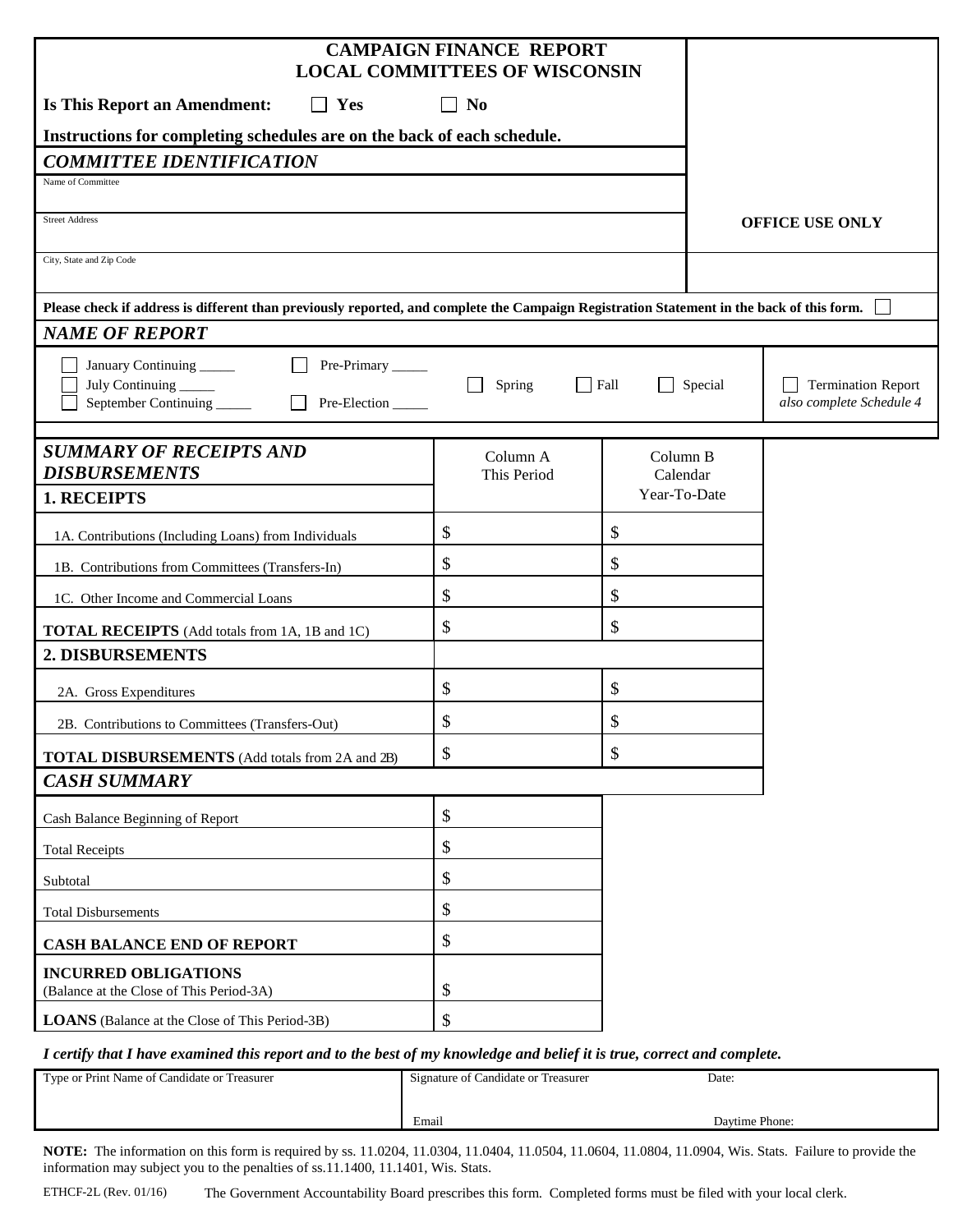# CAMPAIGN FINANCE REPORT
## LOCAL COMMITTEES OF WISCONSIN

**Is This Report an Amendment:** ☐ **Yes** ☐ **No**

**Instructions for completing schedules are on the back of each schedule.**

**OFFICE USE ONLY**

### *COMMITTEE IDENTIFICATION*

Name of Committee

Street Address

City, State and Zip Code

**Please check if address is different than previously reported, and complete the Campaign Registration Statement in the back of this form.** ☐

### *NAME OF REPORT*

☐ January Continuing _____ ☐ Pre-Primary _____
☐ July Continuing _____
☐ September Continuing _____ ☐ Pre-Election _____

☐ Spring ☐ Fall ☐ Special

☐ Termination Report *also complete Schedule 4*

| *SUMMARY OF RECEIPTS AND DISBURSEMENTS* | Column A This Period | Column B Calendar Year-To-Date |
|---|---|---|
| **1. RECEIPTS** | | |
| 1A. Contributions (Including Loans) from Individuals | $ | $ |
| 1B. Contributions from Committees (Transfers-In) | $ | $ |
| 1C. Other Income and Commercial Loans | $ | $ |
| **TOTAL RECEIPTS** (Add totals from 1A, 1B and 1C) | $ | $ |
| **2. DISBURSEMENTS** | | |
| 2A. Gross Expenditures | $ | $ |
| 2B. Contributions to Committees (Transfers-Out) | $ | $ |
| **TOTAL DISBURSEMENTS** (Add totals from 2A and 2B) | $ | $ |

### *CASH SUMMARY*

| | |
|---|---|
| Cash Balance Beginning of Report | $ |
| Total Receipts | $ |
| Subtotal | $ |
| Total Disbursements | $ |
| **CASH BALANCE END OF REPORT** | $ |
| **INCURRED OBLIGATIONS** (Balance at the Close of This Period-3A) | $ |
| **LOANS** (Balance at the Close of This Period-3B) | $ |

***I certify that I have examined this report and to the best of my knowledge and belief it is true, correct and complete.***

| Type or Print Name of Candidate or Treasurer | Signature of Candidate or Treasurer | Date: |
|---|---|---|
| | Email | Daytime Phone: |

**NOTE:** The information on this form is required by ss. 11.0204, 11.0304, 11.0404, 11.0504, 11.0604, 11.0804, 11.0904, Wis. Stats. Failure to provide the information may subject you to the penalties of ss.11.1400, 11.1401, Wis. Stats.

ETHCF-2L (Rev. 01/16) The Government Accountability Board prescribes this form. Completed forms must be filed with your local clerk.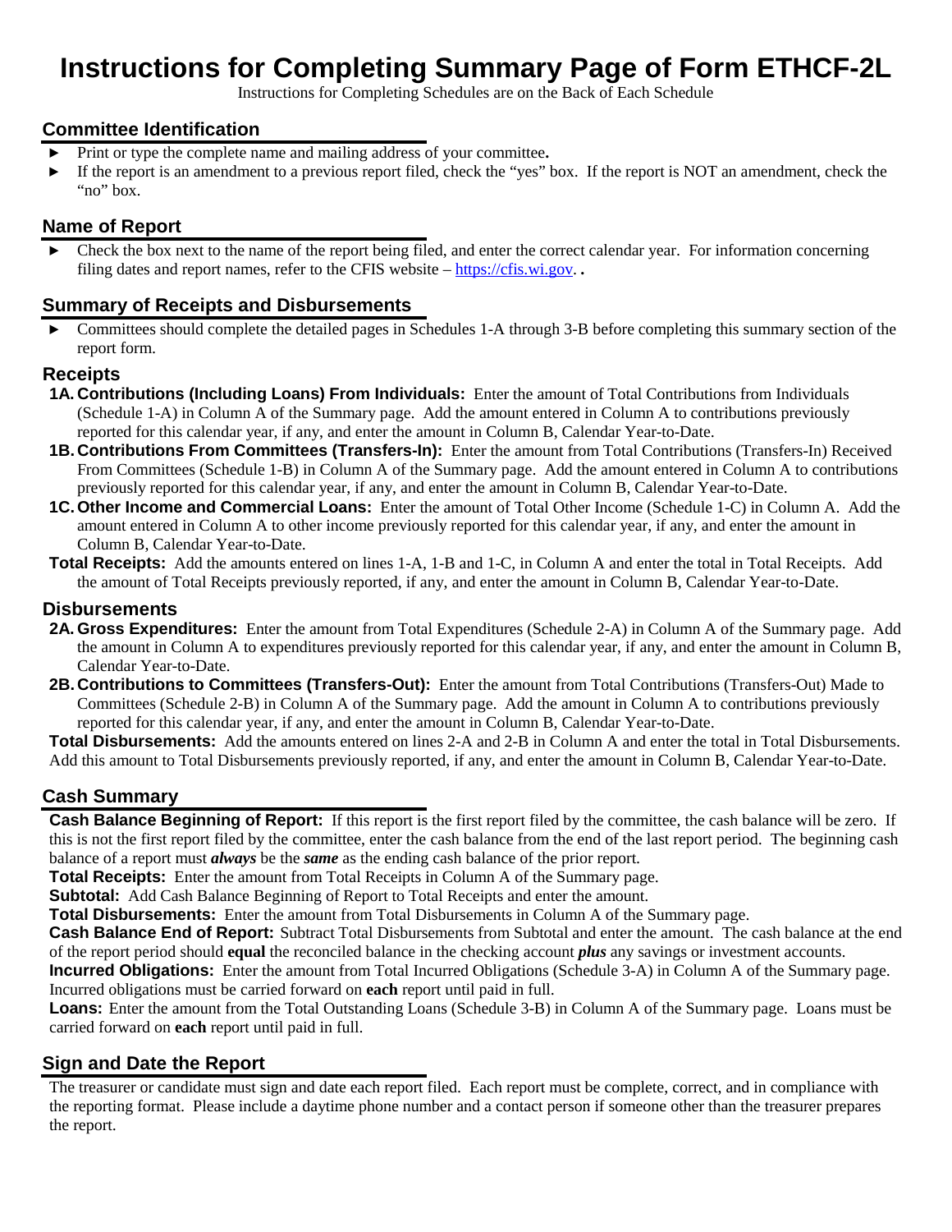# Instructions for Completing Summary Page of Form ETHCF-2L

Instructions for Completing Schedules are on the Back of Each Schedule

## Committee Identification

- ► Print or type the complete name and mailing address of your committee**.**
- ► If the report is an amendment to a previous report filed, check the "yes" box. If the report is NOT an amendment, check the "no" box.

## Name of Report

- ► Check the box next to the name of the report being filed, and enter the correct calendar year. For information concerning filing dates and report names, refer to the CFIS website – [https://cfis.wi.gov](https://cfis.wi.gov). **.**

## Summary of Receipts and Disbursements

- ► Committees should complete the detailed pages in Schedules 1-A through 3-B before completing this summary section of the report form.

### Receipts

**1A. Contributions (Including Loans) From Individuals:** Enter the amount of Total Contributions from Individuals (Schedule 1-A) in Column A of the Summary page. Add the amount entered in Column A to contributions previously reported for this calendar year, if any, and enter the amount in Column B, Calendar Year-to-Date.

**1B. Contributions From Committees (Transfers-In):** Enter the amount from Total Contributions (Transfers-In) Received From Committees (Schedule 1-B) in Column A of the Summary page. Add the amount entered in Column A to contributions previously reported for this calendar year, if any, and enter the amount in Column B, Calendar Year-to-Date.

**1C. Other Income and Commercial Loans:** Enter the amount of Total Other Income (Schedule 1-C) in Column A. Add the amount entered in Column A to other income previously reported for this calendar year, if any, and enter the amount in Column B, Calendar Year-to-Date.

**Total Receipts:** Add the amounts entered on lines 1-A, 1-B and 1-C, in Column A and enter the total in Total Receipts. Add the amount of Total Receipts previously reported, if any, and enter the amount in Column B, Calendar Year-to-Date.

### Disbursements

**2A. Gross Expenditures:** Enter the amount from Total Expenditures (Schedule 2-A) in Column A of the Summary page. Add the amount in Column A to expenditures previously reported for this calendar year, if any, and enter the amount in Column B, Calendar Year-to-Date.

**2B. Contributions to Committees (Transfers-Out):** Enter the amount from Total Contributions (Transfers-Out) Made to Committees (Schedule 2-B) in Column A of the Summary page. Add the amount in Column A to contributions previously reported for this calendar year, if any, and enter the amount in Column B, Calendar Year-to-Date.

**Total Disbursements:** Add the amounts entered on lines 2-A and 2-B in Column A and enter the total in Total Disbursements. Add this amount to Total Disbursements previously reported, if any, and enter the amount in Column B, Calendar Year-to-Date.

## Cash Summary

**Cash Balance Beginning of Report:** If this report is the first report filed by the committee, the cash balance will be zero. If this is not the first report filed by the committee, enter the cash balance from the end of the last report period. The beginning cash balance of a report must ***always*** be the ***same*** as the ending cash balance of the prior report.

**Total Receipts:** Enter the amount from Total Receipts in Column A of the Summary page.

**Subtotal:** Add Cash Balance Beginning of Report to Total Receipts and enter the amount.

**Total Disbursements:** Enter the amount from Total Disbursements in Column A of the Summary page.

**Cash Balance End of Report:** Subtract Total Disbursements from Subtotal and enter the amount. The cash balance at the end of the report period should **equal** the reconciled balance in the checking account ***plus*** any savings or investment accounts.

**Incurred Obligations:** Enter the amount from Total Incurred Obligations (Schedule 3-A) in Column A of the Summary page. Incurred obligations must be carried forward on **each** report until paid in full.

**Loans:** Enter the amount from the Total Outstanding Loans (Schedule 3-B) in Column A of the Summary page. Loans must be carried forward on **each** report until paid in full.

## Sign and Date the Report

The treasurer or candidate must sign and date each report filed. Each report must be complete, correct, and in compliance with the reporting format. Please include a daytime phone number and a contact person if someone other than the treasurer prepares the report.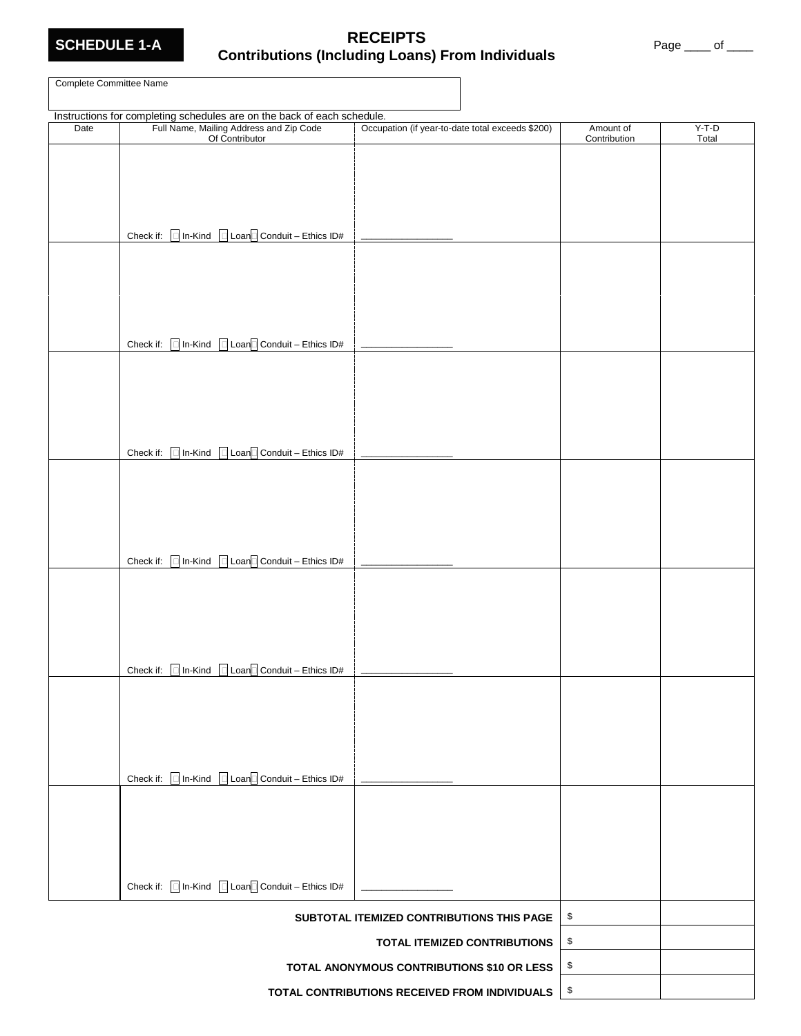**SCHEDULE 1-A**

# RECEIPTS
## Contributions (Including Loans) From Individuals

Page ____ of ____

Complete Committee Name

Instructions for completing schedules are on the back of each schedule.

| Date | Full Name, Mailing Address and Zip Code Of Contributor | Occupation (if year-to-date total exceeds $200) | Amount of Contribution | Y-T-D Total |
|---|---|---|---|---|
| | Check if: ☐ In-Kind ☐ Loan ☐ Conduit – Ethics ID# | ________________ | | |
| | Check if: ☐ In-Kind ☐ Loan ☐ Conduit – Ethics ID# | ________________ | | |
| | Check if: ☐ In-Kind ☐ Loan ☐ Conduit – Ethics ID# | ________________ | | |
| | Check if: ☐ In-Kind ☐ Loan ☐ Conduit – Ethics ID# | ________________ | | |
| | Check if: ☐ In-Kind ☐ Loan ☐ Conduit – Ethics ID# | ________________ | | |
| | Check if: ☐ In-Kind ☐ Loan ☐ Conduit – Ethics ID# | ________________ | | |
| | Check if: ☐ In-Kind ☐ Loan ☐ Conduit – Ethics ID# | ________________ | | |
| | | **SUBTOTAL ITEMIZED CONTRIBUTIONS THIS PAGE** | $ | |
| | | **TOTAL ITEMIZED CONTRIBUTIONS** | $ | |
| | | **TOTAL ANONYMOUS CONTRIBUTIONS $10 OR LESS** | $ | |
| | | **TOTAL CONTRIBUTIONS RECEIVED FROM INDIVIDUALS** | $ | |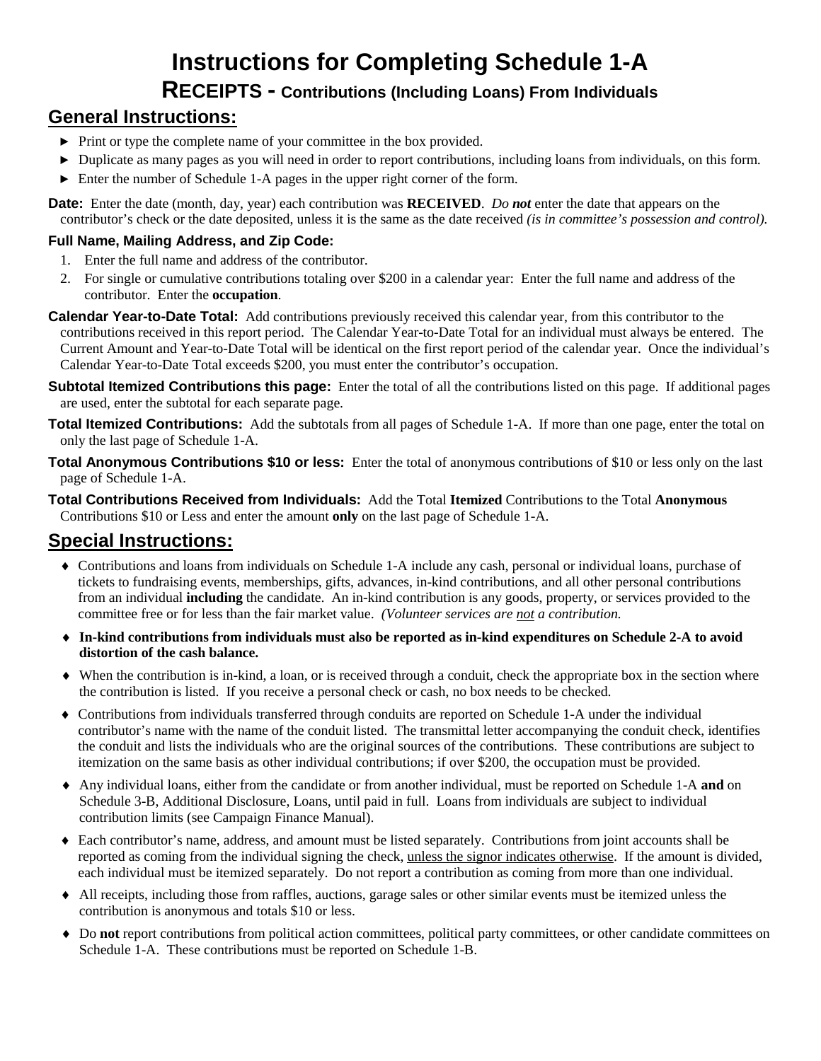# Instructions for Completing Schedule 1-A

## RECEIPTS - Contributions (Including Loans) From Individuals

## General Instructions:

- ► Print or type the complete name of your committee in the box provided.
- ► Duplicate as many pages as you will need in order to report contributions, including loans from individuals, on this form.
- ► Enter the number of Schedule 1-A pages in the upper right corner of the form.

**Date:** Enter the date (month, day, year) each contribution was **RECEIVED**. ***Do not*** enter the date that appears on the contributor's check or the date deposited, unless it is the same as the date received *(is in committee's possession and control).*

**Full Name, Mailing Address, and Zip Code:**

1. Enter the full name and address of the contributor.
2. For single or cumulative contributions totaling over $200 in a calendar year: Enter the full name and address of the contributor. Enter the **occupation**.

**Calendar Year-to-Date Total:** Add contributions previously received this calendar year, from this contributor to the contributions received in this report period. The Calendar Year-to-Date Total for an individual must always be entered. The Current Amount and Year-to-Date Total will be identical on the first report period of the calendar year. Once the individual's Calendar Year-to-Date Total exceeds $200, you must enter the contributor's occupation.

**Subtotal Itemized Contributions this page:** Enter the total of all the contributions listed on this page. If additional pages are used, enter the subtotal for each separate page.

**Total Itemized Contributions:** Add the subtotals from all pages of Schedule 1-A. If more than one page, enter the total on only the last page of Schedule 1-A.

**Total Anonymous Contributions $10 or less:** Enter the total of anonymous contributions of $10 or less only on the last page of Schedule 1-A.

**Total Contributions Received from Individuals:** Add the Total **Itemized** Contributions to the Total **Anonymous** Contributions $10 or Less and enter the amount **only** on the last page of Schedule 1-A.

## Special Instructions:

- ♦ Contributions and loans from individuals on Schedule 1-A include any cash, personal or individual loans, purchase of tickets to fundraising events, memberships, gifts, advances, in-kind contributions, and all other personal contributions from an individual **including** the candidate. An in-kind contribution is any goods, property, or services provided to the committee free or for less than the fair market value. *(Volunteer services are not a contribution.*
- ♦ **In-kind contributions from individuals must also be reported as in-kind expenditures on Schedule 2-A to avoid distortion of the cash balance.**
- ♦ When the contribution is in-kind, a loan, or is received through a conduit, check the appropriate box in the section where the contribution is listed. If you receive a personal check or cash, no box needs to be checked.
- ♦ Contributions from individuals transferred through conduits are reported on Schedule 1-A under the individual contributor's name with the name of the conduit listed. The transmittal letter accompanying the conduit check, identifies the conduit and lists the individuals who are the original sources of the contributions. These contributions are subject to itemization on the same basis as other individual contributions; if over $200, the occupation must be provided.
- ♦ Any individual loans, either from the candidate or from another individual, must be reported on Schedule 1-A **and** on Schedule 3-B, Additional Disclosure, Loans, until paid in full. Loans from individuals are subject to individual contribution limits (see Campaign Finance Manual).
- ♦ Each contributor's name, address, and amount must be listed separately. Contributions from joint accounts shall be reported as coming from the individual signing the check, unless the signor indicates otherwise. If the amount is divided, each individual must be itemized separately. Do not report a contribution as coming from more than one individual.
- ♦ All receipts, including those from raffles, auctions, garage sales or other similar events must be itemized unless the contribution is anonymous and totals $10 or less.
- ♦ Do **not** report contributions from political action committees, political party committees, or other candidate committees on Schedule 1-A. These contributions must be reported on Schedule 1-B.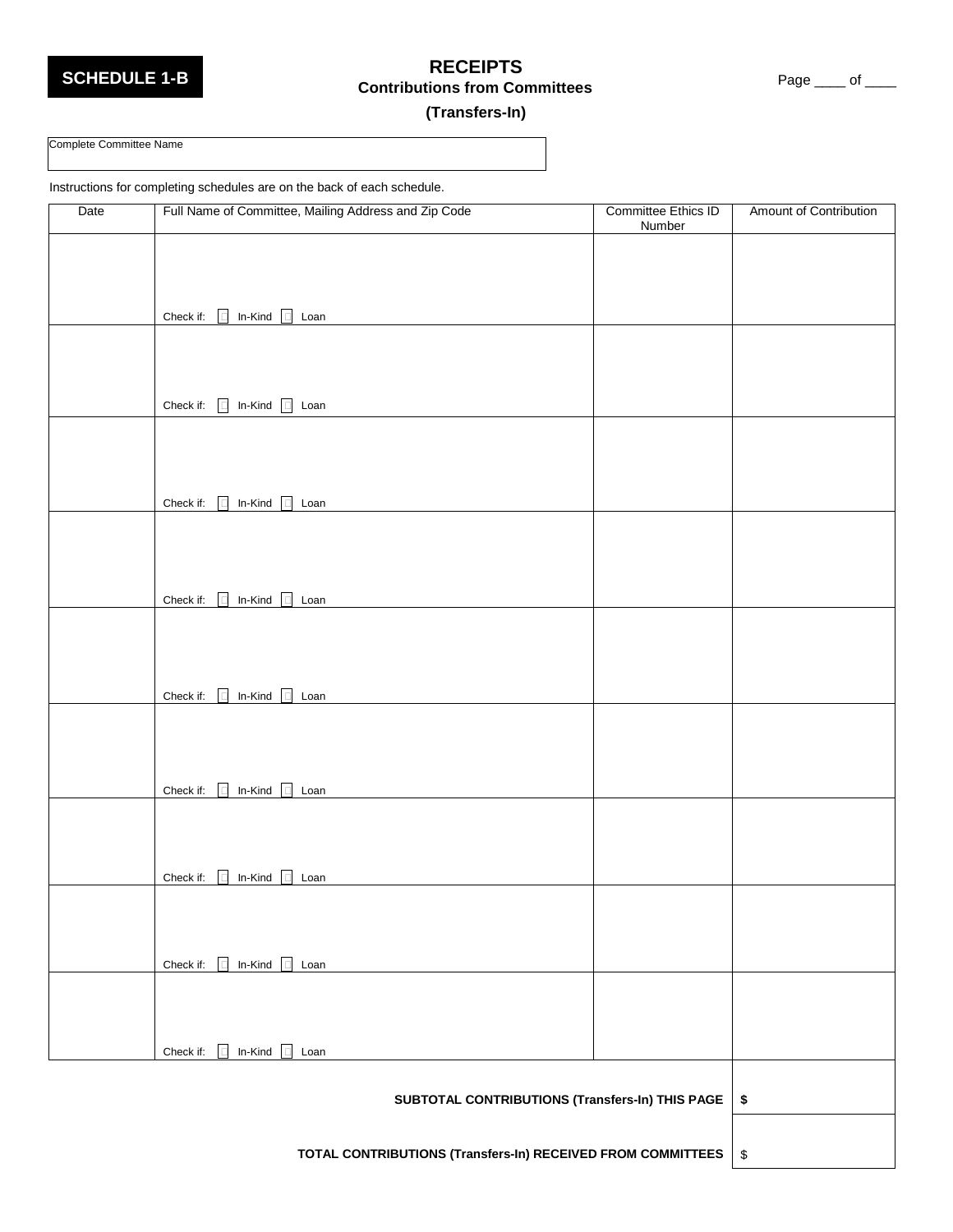**SCHEDULE 1-B**

# RECEIPTS

## Contributions from Committees

## (Transfers-In)

Page ____ of ____

Complete Committee Name

Instructions for completing schedules are on the back of each schedule.

| Date | Full Name of Committee, Mailing Address and Zip Code | Committee Ethics ID Number | Amount of Contribution |
|---|---|---|---|
| | Check if: ☐ In-Kind ☐ Loan | | |
| | Check if: ☐ In-Kind ☐ Loan | | |
| | Check if: ☐ In-Kind ☐ Loan | | |
| | Check if: ☐ In-Kind ☐ Loan | | |
| | Check if: ☐ In-Kind ☐ Loan | | |
| | Check if: ☐ In-Kind ☐ Loan | | |
| | Check if: ☐ In-Kind ☐ Loan | | |
| | Check if: ☐ In-Kind ☐ Loan | | |
| | Check if: ☐ In-Kind ☐ Loan | | |
| | | **SUBTOTAL CONTRIBUTIONS (Transfers-In) THIS PAGE** | **$** |
| | | **TOTAL CONTRIBUTIONS (Transfers-In) RECEIVED FROM COMMITTEES** | $ |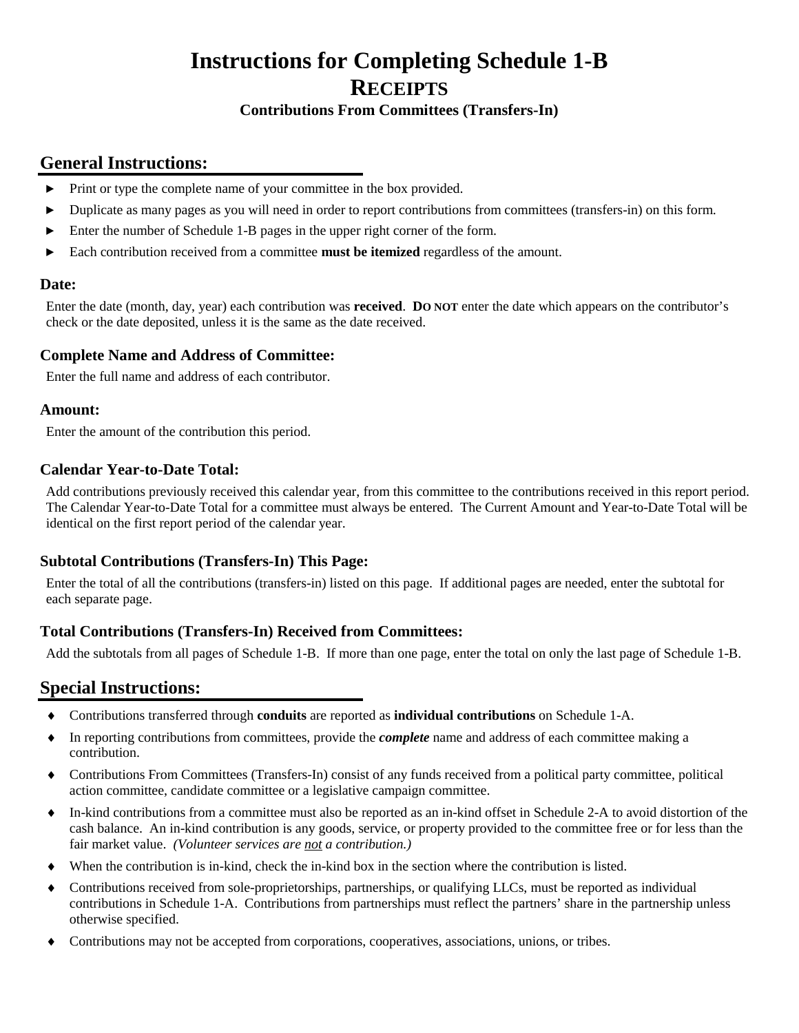# Instructions for Completing Schedule 1-B

## RECEIPTS

### Contributions From Committees (Transfers-In)

## General Instructions:

- Print or type the complete name of your committee in the box provided.
- Duplicate as many pages as you will need in order to report contributions from committees (transfers-in) on this form.
- Enter the number of Schedule 1-B pages in the upper right corner of the form.
- Each contribution received from a committee **must be itemized** regardless of the amount.

### Date:

Enter the date (month, day, year) each contribution was **received**. **DO NOT** enter the date which appears on the contributor's check or the date deposited, unless it is the same as the date received.

### Complete Name and Address of Committee:

Enter the full name and address of each contributor.

### Amount:

Enter the amount of the contribution this period.

### Calendar Year-to-Date Total:

Add contributions previously received this calendar year, from this committee to the contributions received in this report period. The Calendar Year-to-Date Total for a committee must always be entered. The Current Amount and Year-to-Date Total will be identical on the first report period of the calendar year.

### Subtotal Contributions (Transfers-In) This Page:

Enter the total of all the contributions (transfers-in) listed on this page. If additional pages are needed, enter the subtotal for each separate page.

### Total Contributions (Transfers-In) Received from Committees:

Add the subtotals from all pages of Schedule 1-B. If more than one page, enter the total on only the last page of Schedule 1-B.

## Special Instructions:

- Contributions transferred through **conduits** are reported as **individual contributions** on Schedule 1-A.
- In reporting contributions from committees, provide the ***complete*** name and address of each committee making a contribution.
- Contributions From Committees (Transfers-In) consist of any funds received from a political party committee, political action committee, candidate committee or a legislative campaign committee.
- In-kind contributions from a committee must also be reported as an in-kind offset in Schedule 2-A to avoid distortion of the cash balance. An in-kind contribution is any goods, service, or property provided to the committee free or for less than the fair market value. *(Volunteer services are not a contribution.)*
- When the contribution is in-kind, check the in-kind box in the section where the contribution is listed.
- Contributions received from sole-proprietorships, partnerships, or qualifying LLCs, must be reported as individual contributions in Schedule 1-A. Contributions from partnerships must reflect the partners' share in the partnership unless otherwise specified.
- Contributions may not be accepted from corporations, cooperatives, associations, unions, or tribes.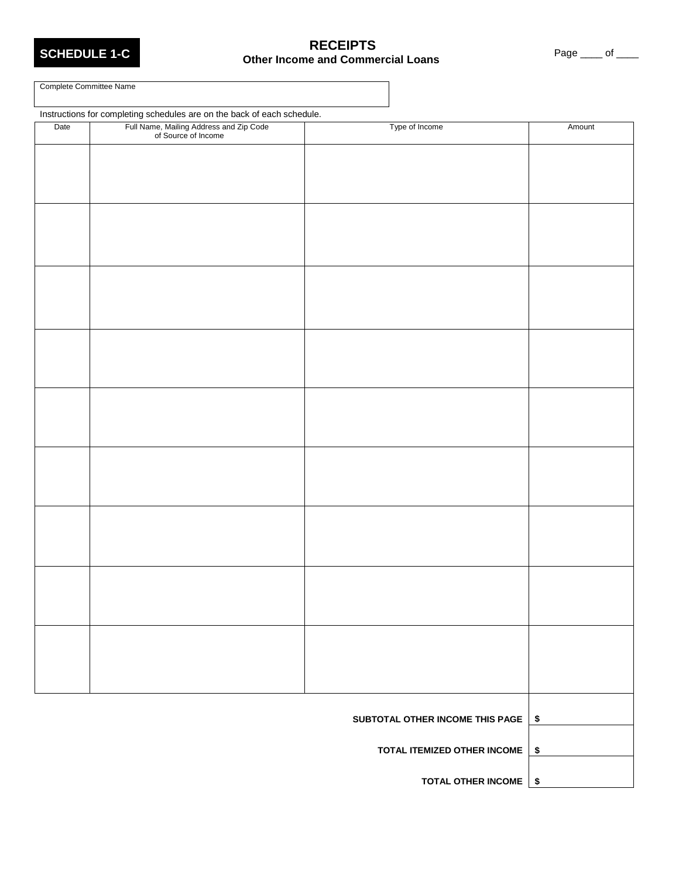**SCHEDULE 1-C**

# RECEIPTS
## Other Income and Commercial Loans

Page ____ of ____

Complete Committee Name

Instructions for completing schedules are on the back of each schedule.

| Date | Full Name, Mailing Address and Zip Code of Source of Income | Type of Income | Amount |
|---|---|---|---|
| | | | |
| | | | |
| | | | |
| | | | |
| | | | |
| | | | |
| | | | |
| | | | |
| | | | |

| | |
|---|---|
| **SUBTOTAL OTHER INCOME THIS PAGE** | **$** |
| **TOTAL ITEMIZED OTHER INCOME** | **$** |
| **TOTAL OTHER INCOME** | **$** |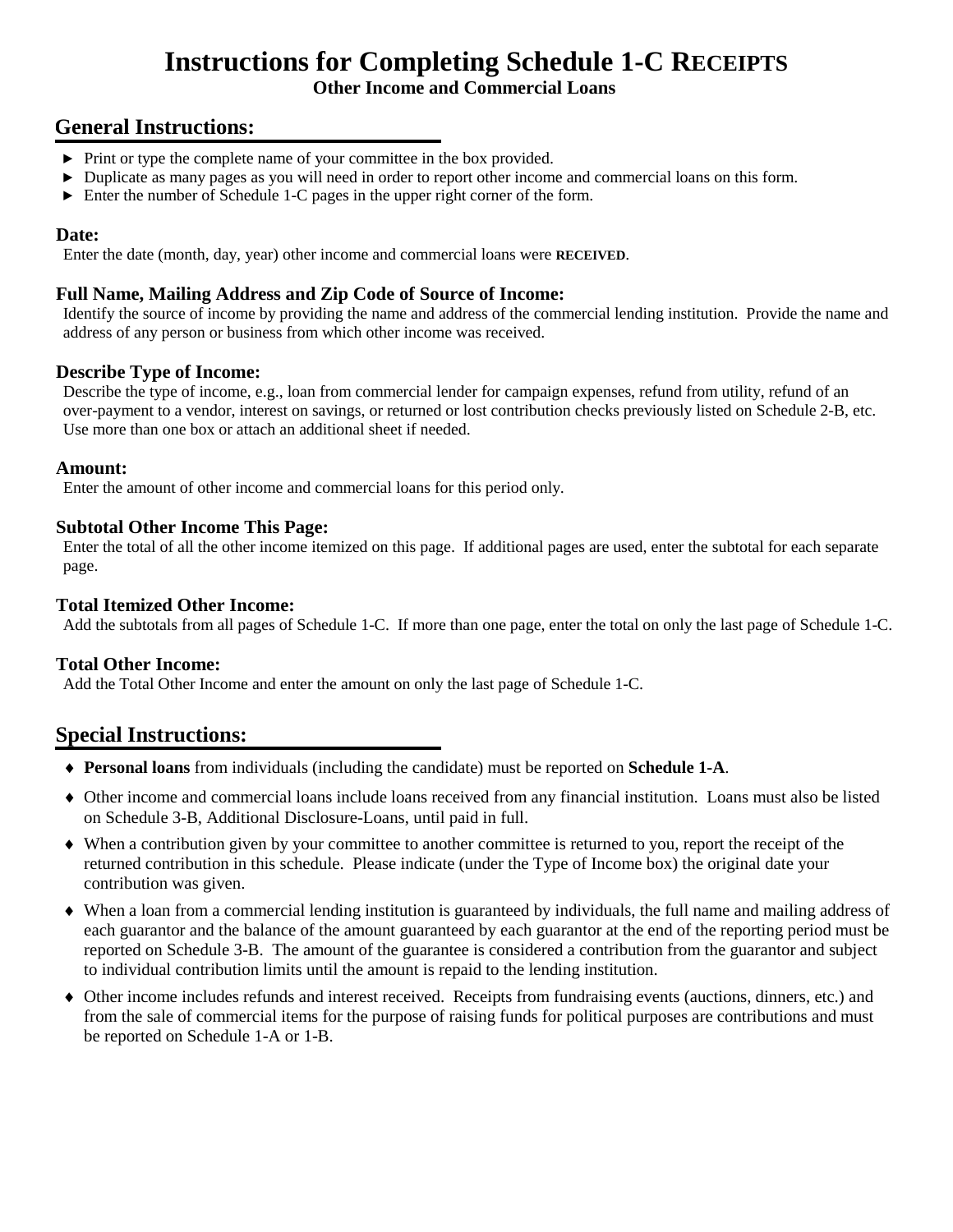# Instructions for Completing Schedule 1-C RECEIPTS

**Other Income and Commercial Loans**

## General Instructions:

- ► Print or type the complete name of your committee in the box provided.
- ► Duplicate as many pages as you will need in order to report other income and commercial loans on this form.
- ► Enter the number of Schedule 1-C pages in the upper right corner of the form.

### Date:

Enter the date (month, day, year) other income and commercial loans were **RECEIVED**.

### Full Name, Mailing Address and Zip Code of Source of Income:

Identify the source of income by providing the name and address of the commercial lending institution. Provide the name and address of any person or business from which other income was received.

### Describe Type of Income:

Describe the type of income, e.g., loan from commercial lender for campaign expenses, refund from utility, refund of an over-payment to a vendor, interest on savings, or returned or lost contribution checks previously listed on Schedule 2-B, etc. Use more than one box or attach an additional sheet if needed.

### Amount:

Enter the amount of other income and commercial loans for this period only.

### Subtotal Other Income This Page:

Enter the total of all the other income itemized on this page. If additional pages are used, enter the subtotal for each separate page.

### Total Itemized Other Income:

Add the subtotals from all pages of Schedule 1-C. If more than one page, enter the total on only the last page of Schedule 1-C.

### Total Other Income:

Add the Total Other Income and enter the amount on only the last page of Schedule 1-C.

## Special Instructions:

- ♦ **Personal loans** from individuals (including the candidate) must be reported on **Schedule 1-A**.
- ♦ Other income and commercial loans include loans received from any financial institution. Loans must also be listed on Schedule 3-B, Additional Disclosure-Loans, until paid in full.
- ♦ When a contribution given by your committee to another committee is returned to you, report the receipt of the returned contribution in this schedule. Please indicate (under the Type of Income box) the original date your contribution was given.
- ♦ When a loan from a commercial lending institution is guaranteed by individuals, the full name and mailing address of each guarantor and the balance of the amount guaranteed by each guarantor at the end of the reporting period must be reported on Schedule 3-B. The amount of the guarantee is considered a contribution from the guarantor and subject to individual contribution limits until the amount is repaid to the lending institution.
- ♦ Other income includes refunds and interest received. Receipts from fundraising events (auctions, dinners, etc.) and from the sale of commercial items for the purpose of raising funds for political purposes are contributions and must be reported on Schedule 1-A or 1-B.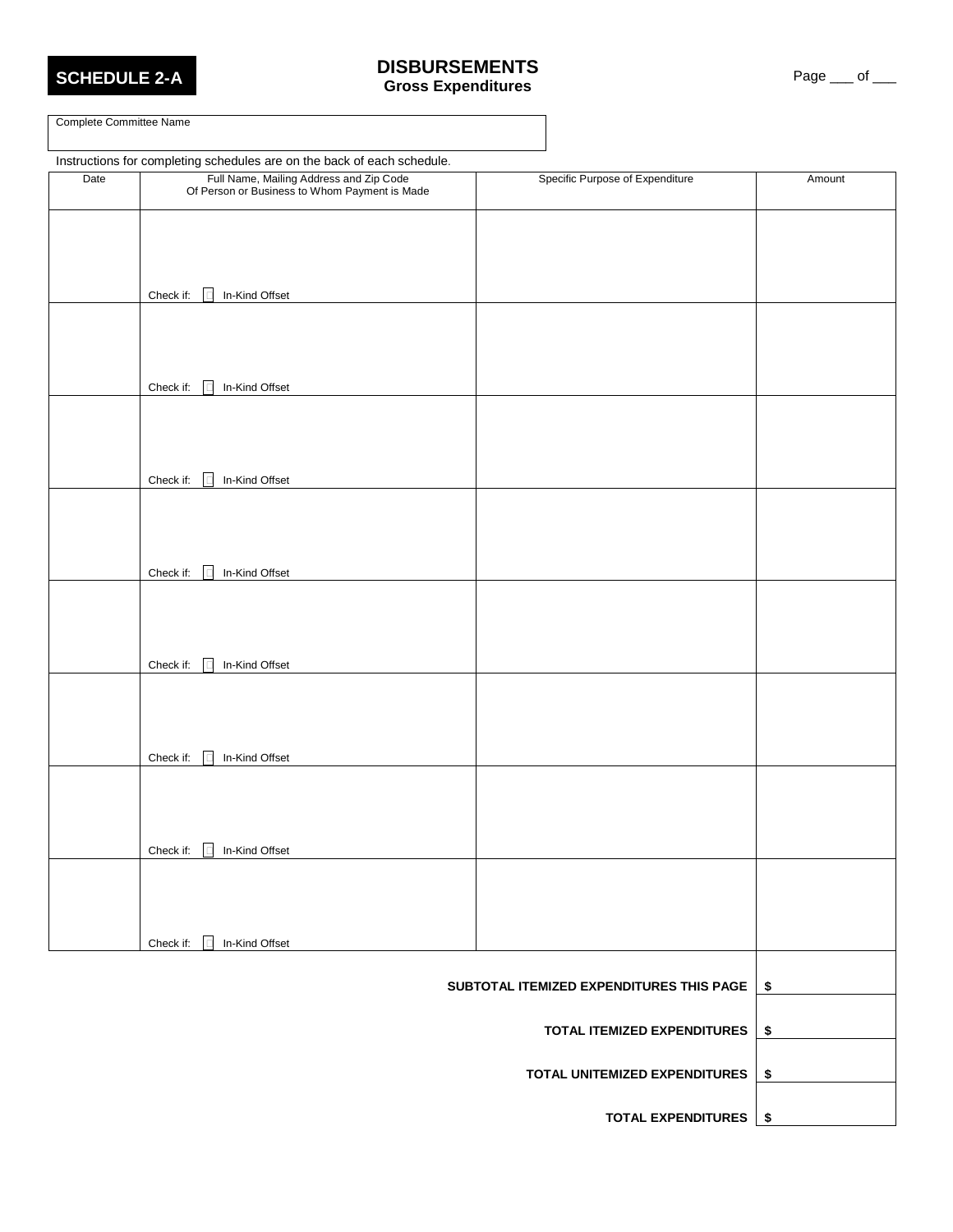**SCHEDULE 2-A**

# DISBURSEMENTS
## Gross Expenditures

Page ___ of ___

Complete Committee Name

Instructions for completing schedules are on the back of each schedule.

| Date | Full Name, Mailing Address and Zip Code Of Person or Business to Whom Payment is Made | Specific Purpose of Expenditure | Amount |
|---|---|---|---|
| | Check if: ☐ In-Kind Offset | | |
| | Check if: ☐ In-Kind Offset | | |
| | Check if: ☐ In-Kind Offset | | |
| | Check if: ☐ In-Kind Offset | | |
| | Check if: ☐ In-Kind Offset | | |
| | Check if: ☐ In-Kind Offset | | |
| | Check if: ☐ In-Kind Offset | | |
| | Check if: ☐ In-Kind Offset | | |

| | |
|---|---|
| **SUBTOTAL ITEMIZED EXPENDITURES THIS PAGE** | $ |
| **TOTAL ITEMIZED EXPENDITURES** | $ |
| **TOTAL UNITEMIZED EXPENDITURES** | $ |
| **TOTAL EXPENDITURES** | $ |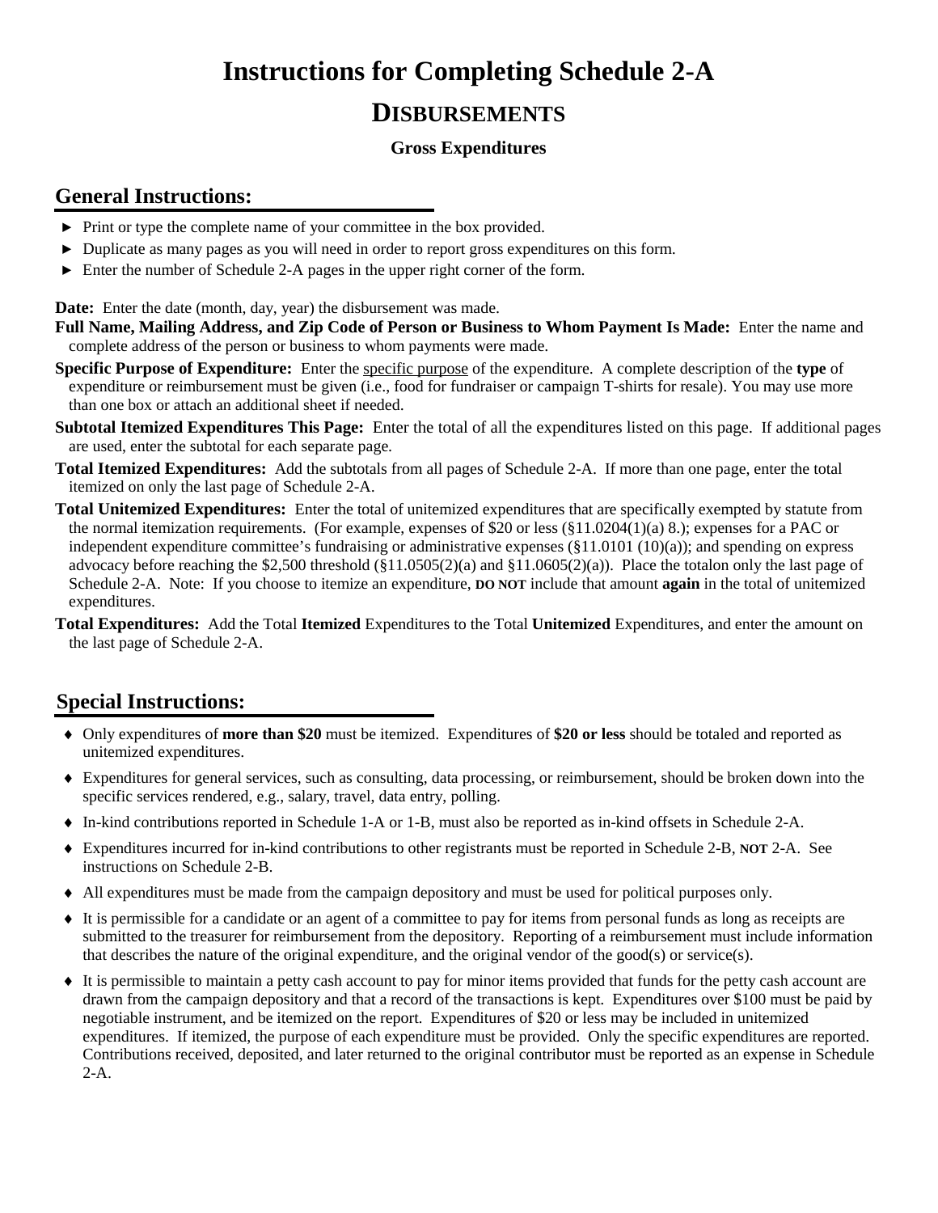# Instructions for Completing Schedule 2-A

## DISBURSEMENTS

### Gross Expenditures

## General Instructions:

- ► Print or type the complete name of your committee in the box provided.
- ► Duplicate as many pages as you will need in order to report gross expenditures on this form.
- ► Enter the number of Schedule 2-A pages in the upper right corner of the form.

**Date:** Enter the date (month, day, year) the disbursement was made.

**Full Name, Mailing Address, and Zip Code of Person or Business to Whom Payment Is Made:** Enter the name and complete address of the person or business to whom payments were made.

**Specific Purpose of Expenditure:** Enter the specific purpose of the expenditure. A complete description of the **type** of expenditure or reimbursement must be given (i.e., food for fundraiser or campaign T-shirts for resale). You may use more than one box or attach an additional sheet if needed.

**Subtotal Itemized Expenditures This Page:** Enter the total of all the expenditures listed on this page. If additional pages are used, enter the subtotal for each separate page.

**Total Itemized Expenditures:** Add the subtotals from all pages of Schedule 2-A. If more than one page, enter the total itemized on only the last page of Schedule 2-A.

**Total Unitemized Expenditures:** Enter the total of unitemized expenditures that are specifically exempted by statute from the normal itemization requirements. (For example, expenses of $20 or less (§11.0204(1)(a) 8.); expenses for a PAC or independent expenditure committee's fundraising or administrative expenses (§11.0101 (10)(a)); and spending on express advocacy before reaching the $2,500 threshold (§11.0505(2)(a) and §11.0605(2)(a)). Place the totalon only the last page of Schedule 2-A. Note: If you choose to itemize an expenditure, **DO NOT** include that amount **again** in the total of unitemized expenditures.

**Total Expenditures:** Add the Total **Itemized** Expenditures to the Total **Unitemized** Expenditures, and enter the amount on the last page of Schedule 2-A.

## Special Instructions:

- ♦ Only expenditures of **more than $20** must be itemized. Expenditures of **$20 or less** should be totaled and reported as unitemized expenditures.
- ♦ Expenditures for general services, such as consulting, data processing, or reimbursement, should be broken down into the specific services rendered, e.g., salary, travel, data entry, polling.
- ♦ In-kind contributions reported in Schedule 1-A or 1-B, must also be reported as in-kind offsets in Schedule 2-A.
- ♦ Expenditures incurred for in-kind contributions to other registrants must be reported in Schedule 2-B, **NOT** 2-A. See instructions on Schedule 2-B.
- ♦ All expenditures must be made from the campaign depository and must be used for political purposes only.
- ♦ It is permissible for a candidate or an agent of a committee to pay for items from personal funds as long as receipts are submitted to the treasurer for reimbursement from the depository. Reporting of a reimbursement must include information that describes the nature of the original expenditure, and the original vendor of the good(s) or service(s).
- ♦ It is permissible to maintain a petty cash account to pay for minor items provided that funds for the petty cash account are drawn from the campaign depository and that a record of the transactions is kept. Expenditures over $100 must be paid by negotiable instrument, and be itemized on the report. Expenditures of $20 or less may be included in unitemized expenditures. If itemized, the purpose of each expenditure must be provided. Only the specific expenditures are reported. Contributions received, deposited, and later returned to the original contributor must be reported as an expense in Schedule 2-A.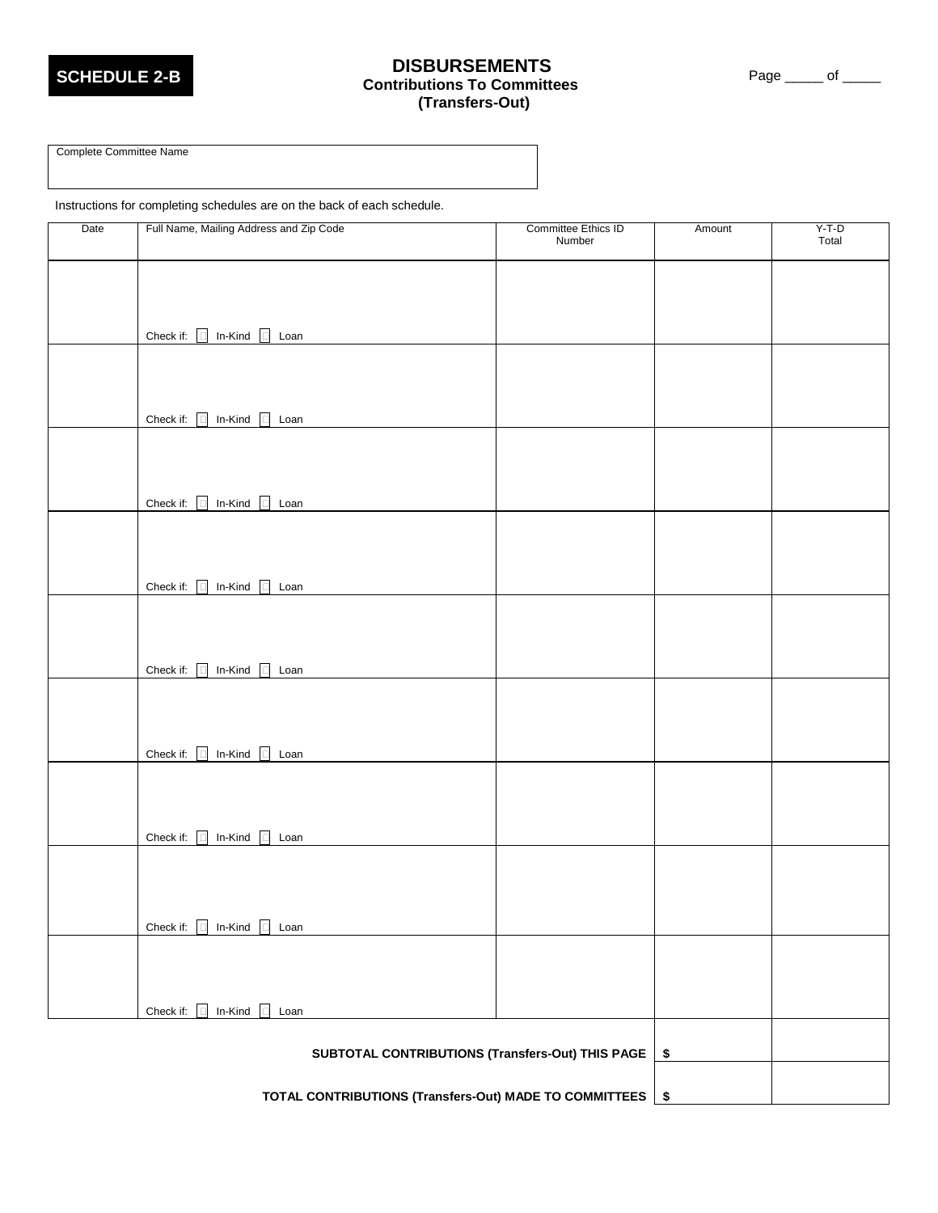**SCHEDULE 2-B**

# DISBURSEMENTS

## Contributions To Committees (Transfers-Out)

Page _____ of _____

Complete Committee Name

Instructions for completing schedules are on the back of each schedule.

| Date | Full Name, Mailing Address and Zip Code | Committee Ethics ID Number | Amount | Y-T-D Total |
|---|---|---|---|---|
| | Check if: ☐ In-Kind ☐ Loan | | | |
| | Check if: ☐ In-Kind ☐ Loan | | | |
| | Check if: ☐ In-Kind ☐ Loan | | | |
| | Check if: ☐ In-Kind ☐ Loan | | | |
| | Check if: ☐ In-Kind ☐ Loan | | | |
| | Check if: ☐ In-Kind ☐ Loan | | | |
| | Check if: ☐ In-Kind ☐ Loan | | | |
| | Check if: ☐ In-Kind ☐ Loan | | | |
| | Check if: ☐ In-Kind ☐ Loan | | | |
| | | **SUBTOTAL CONTRIBUTIONS (Transfers-Out) THIS PAGE** | **$** | |
| | | **TOTAL CONTRIBUTIONS (Transfers-Out) MADE TO COMMITTEES** | **$** | |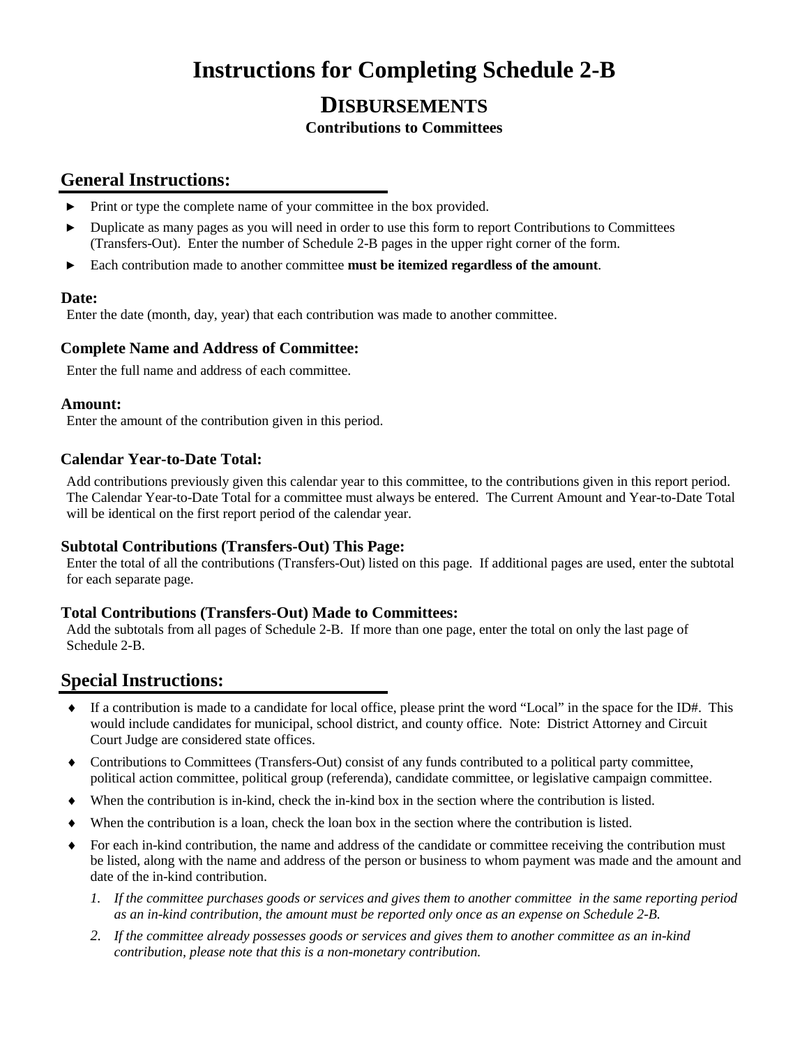# Instructions for Completing Schedule 2-B

## DISBURSEMENTS

### Contributions to Committees

## General Instructions:

- Print or type the complete name of your committee in the box provided.
- Duplicate as many pages as you will need in order to use this form to report Contributions to Committees (Transfers-Out). Enter the number of Schedule 2-B pages in the upper right corner of the form.
- Each contribution made to another committee **must be itemized regardless of the amount**.

### Date:

Enter the date (month, day, year) that each contribution was made to another committee.

### Complete Name and Address of Committee:

Enter the full name and address of each committee.

### Amount:

Enter the amount of the contribution given in this period.

### Calendar Year-to-Date Total:

Add contributions previously given this calendar year to this committee, to the contributions given in this report period. The Calendar Year-to-Date Total for a committee must always be entered. The Current Amount and Year-to-Date Total will be identical on the first report period of the calendar year.

### Subtotal Contributions (Transfers-Out) This Page:

Enter the total of all the contributions (Transfers-Out) listed on this page. If additional pages are used, enter the subtotal for each separate page.

### Total Contributions (Transfers-Out) Made to Committees:

Add the subtotals from all pages of Schedule 2-B. If more than one page, enter the total on only the last page of Schedule 2-B.

## Special Instructions:

- If a contribution is made to a candidate for local office, please print the word "Local" in the space for the ID#. This would include candidates for municipal, school district, and county office. Note: District Attorney and Circuit Court Judge are considered state offices.
- Contributions to Committees (Transfers-Out) consist of any funds contributed to a political party committee, political action committee, political group (referenda), candidate committee, or legislative campaign committee.
- When the contribution is in-kind, check the in-kind box in the section where the contribution is listed.
- When the contribution is a loan, check the loan box in the section where the contribution is listed.
- For each in-kind contribution, the name and address of the candidate or committee receiving the contribution must be listed, along with the name and address of the person or business to whom payment was made and the amount and date of the in-kind contribution.
  1. *If the committee purchases goods or services and gives them to another committee in the same reporting period as an in-kind contribution, the amount must be reported only once as an expense on Schedule 2-B.*
  2. *If the committee already possesses goods or services and gives them to another committee as an in-kind contribution, please note that this is a non-monetary contribution.*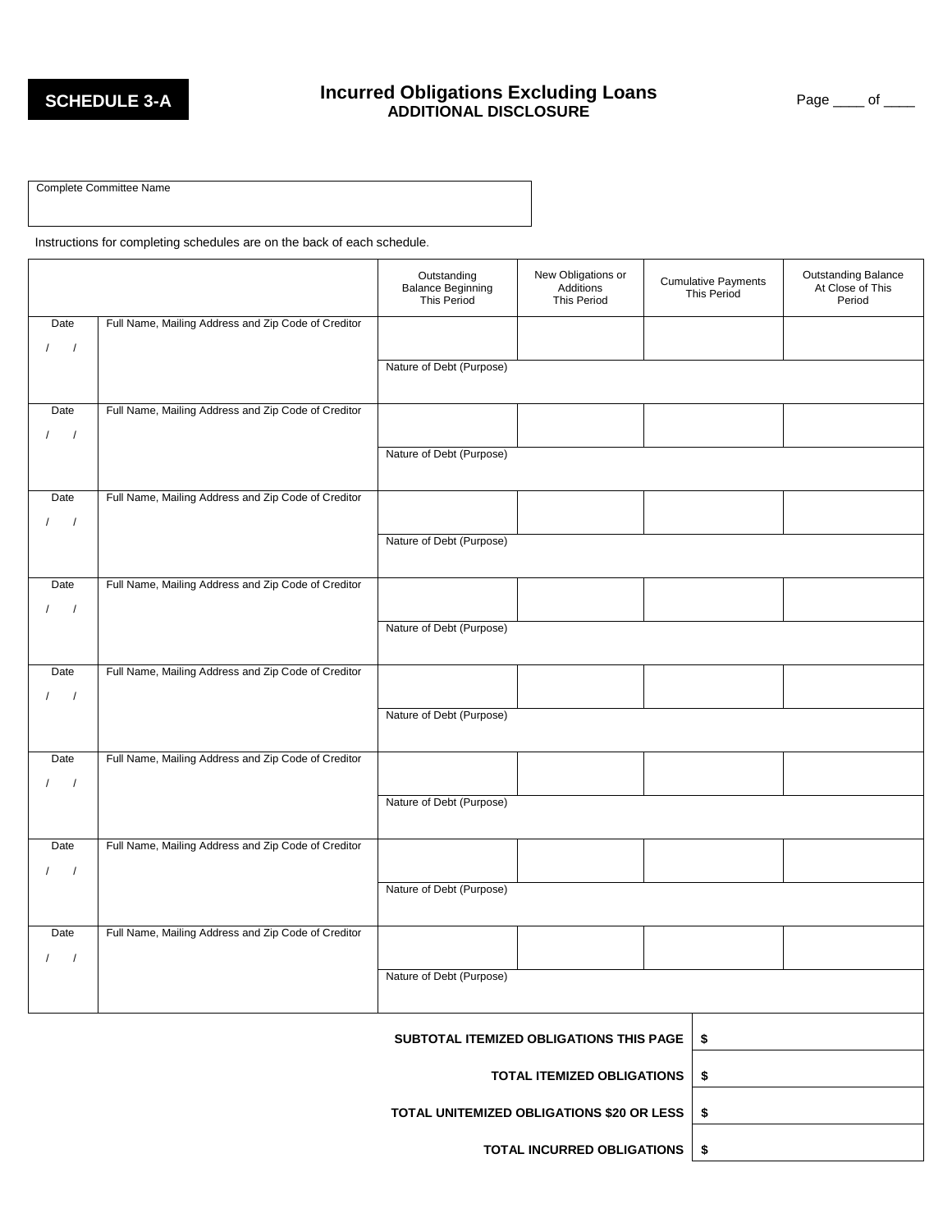**SCHEDULE 3-A**

# Incurred Obligations Excluding Loans
## ADDITIONAL DISCLOSURE

Page ____ of ____

| Complete Committee Name |
|---|
| |

Instructions for completing schedules are on the back of each schedule.

| | | Outstanding Balance Beginning This Period | New Obligations or Additions This Period | Cumulative Payments This Period | Outstanding Balance At Close of This Period |
|---|---|---|---|---|---|
| Date / / | Full Name, Mailing Address and Zip Code of Creditor | | | | |
| | | Nature of Debt (Purpose) | | | |
| Date / / | Full Name, Mailing Address and Zip Code of Creditor | | | | |
| | | Nature of Debt (Purpose) | | | |
| Date / / | Full Name, Mailing Address and Zip Code of Creditor | | | | |
| | | Nature of Debt (Purpose) | | | |
| Date / / | Full Name, Mailing Address and Zip Code of Creditor | | | | |
| | | Nature of Debt (Purpose) | | | |
| Date / / | Full Name, Mailing Address and Zip Code of Creditor | | | | |
| | | Nature of Debt (Purpose) | | | |
| Date / / | Full Name, Mailing Address and Zip Code of Creditor | | | | |
| | | Nature of Debt (Purpose) | | | |
| Date / / | Full Name, Mailing Address and Zip Code of Creditor | | | | |
| | | Nature of Debt (Purpose) | | | |
| Date / / | Full Name, Mailing Address and Zip Code of Creditor | | | | |
| | | Nature of Debt (Purpose) | | | |

| | |
|---|---|
| **SUBTOTAL ITEMIZED OBLIGATIONS THIS PAGE** | **$** |
| **TOTAL ITEMIZED OBLIGATIONS** | **$** |
| **TOTAL UNITEMIZED OBLIGATIONS $20 OR LESS** | **$** |
| **TOTAL INCURRED OBLIGATIONS** | **$** |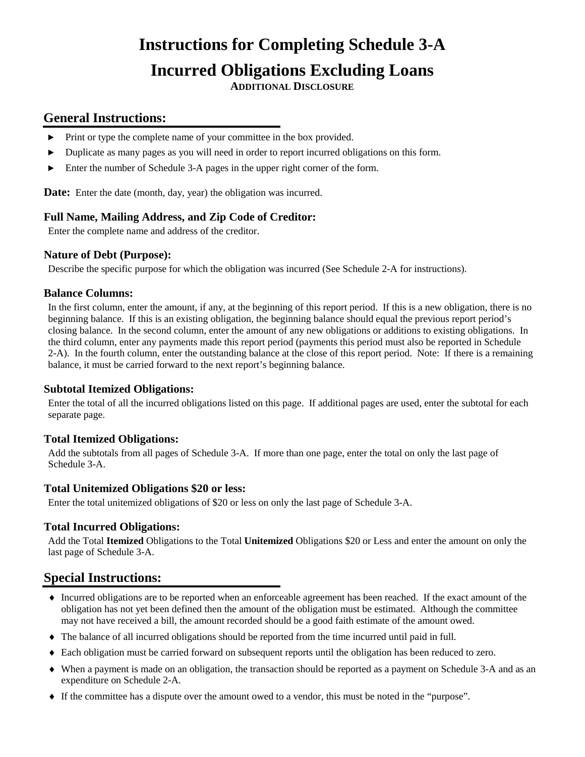# Instructions for Completing Schedule 3-A

# Incurred Obligations Excluding Loans

**ADDITIONAL DISCLOSURE**

## General Instructions:

- Print or type the complete name of your committee in the box provided.
- Duplicate as many pages as you will need in order to report incurred obligations on this form.
- Enter the number of Schedule 3-A pages in the upper right corner of the form.

**Date:** Enter the date (month, day, year) the obligation was incurred.

### Full Name, Mailing Address, and Zip Code of Creditor:

Enter the complete name and address of the creditor.

### Nature of Debt (Purpose):

Describe the specific purpose for which the obligation was incurred (See Schedule 2-A for instructions).

### Balance Columns:

In the first column, enter the amount, if any, at the beginning of this report period. If this is a new obligation, there is no beginning balance. If this is an existing obligation, the beginning balance should equal the previous report period's closing balance. In the second column, enter the amount of any new obligations or additions to existing obligations. In the third column, enter any payments made this report period (payments this period must also be reported in Schedule 2-A). In the fourth column, enter the outstanding balance at the close of this report period. Note: If there is a remaining balance, it must be carried forward to the next report's beginning balance.

### Subtotal Itemized Obligations:

Enter the total of all the incurred obligations listed on this page. If additional pages are used, enter the subtotal for each separate page.

### Total Itemized Obligations:

Add the subtotals from all pages of Schedule 3-A. If more than one page, enter the total on only the last page of Schedule 3-A.

### Total Unitemized Obligations $20 or less:

Enter the total unitemized obligations of $20 or less on only the last page of Schedule 3-A.

### Total Incurred Obligations:

Add the Total **Itemized** Obligations to the Total **Unitemized** Obligations $20 or Less and enter the amount on only the last page of Schedule 3-A.

## Special Instructions:

- Incurred obligations are to be reported when an enforceable agreement has been reached. If the exact amount of the obligation has not yet been defined then the amount of the obligation must be estimated. Although the committee may not have received a bill, the amount recorded should be a good faith estimate of the amount owed.
- The balance of all incurred obligations should be reported from the time incurred until paid in full.
- Each obligation must be carried forward on subsequent reports until the obligation has been reduced to zero.
- When a payment is made on an obligation, the transaction should be reported as a payment on Schedule 3-A and as an expenditure on Schedule 2-A.
- If the committee has a dispute over the amount owed to a vendor, this must be noted in the "purpose".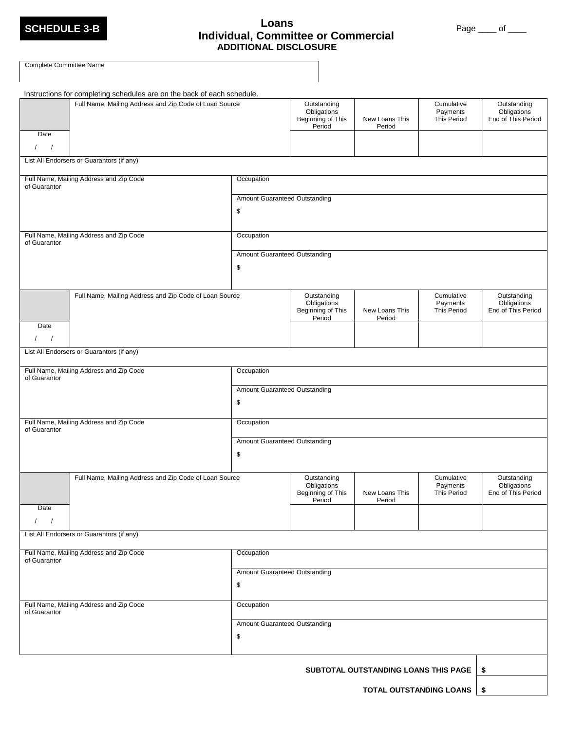**SCHEDULE 3-B**

# Loans
## Individual, Committee or Commercial
### ADDITIONAL DISCLOSURE

Page ____ of ____

| Complete Committee Name |
|---|
| |

Instructions for completing schedules are on the back of each schedule.

| Date | Full Name, Mailing Address and Zip Code of Loan Source | Outstanding Obligations Beginning of This Period | New Loans This Period | Cumulative Payments This Period | Outstanding Obligations End of This Period |
|---|---|---|---|---|---|
| / / | | | | | |

List All Endorsers or Guarantors (if any)

| Full Name, Mailing Address and Zip Code of Guarantor | Occupation |
|---|---|
| | Amount Guaranteed Outstanding $ |

| Full Name, Mailing Address and Zip Code of Guarantor | Occupation |
|---|---|
| | Amount Guaranteed Outstanding $ |

| Date | Full Name, Mailing Address and Zip Code of Loan Source | Outstanding Obligations Beginning of This Period | New Loans This Period | Cumulative Payments This Period | Outstanding Obligations End of This Period |
|---|---|---|---|---|---|
| / / | | | | | |

List All Endorsers or Guarantors (if any)

| Full Name, Mailing Address and Zip Code of Guarantor | Occupation |
|---|---|
| | Amount Guaranteed Outstanding $ |

| Full Name, Mailing Address and Zip Code of Guarantor | Occupation |
|---|---|
| | Amount Guaranteed Outstanding $ |

| Date | Full Name, Mailing Address and Zip Code of Loan Source | Outstanding Obligations Beginning of This Period | New Loans This Period | Cumulative Payments This Period | Outstanding Obligations End of This Period |
|---|---|---|---|---|---|
| / / | | | | | |

List All Endorsers or Guarantors (if any)

| Full Name, Mailing Address and Zip Code of Guarantor | Occupation |
|---|---|
| | Amount Guaranteed Outstanding $ |

| Full Name, Mailing Address and Zip Code of Guarantor | Occupation |
|---|---|
| | Amount Guaranteed Outstanding $ |

**SUBTOTAL OUTSTANDING LOANS THIS PAGE** $

**TOTAL OUTSTANDING LOANS** $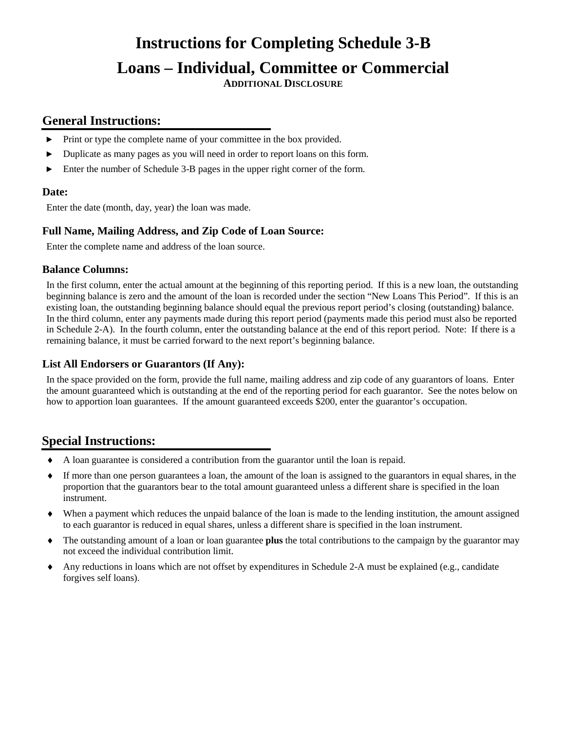# Instructions for Completing Schedule 3-B

# Loans – Individual, Committee or Commercial

**ADDITIONAL DISCLOSURE**

## General Instructions:

- Print or type the complete name of your committee in the box provided.
- Duplicate as many pages as you will need in order to report loans on this form.
- Enter the number of Schedule 3-B pages in the upper right corner of the form.

### Date:

Enter the date (month, day, year) the loan was made.

### Full Name, Mailing Address, and Zip Code of Loan Source:

Enter the complete name and address of the loan source.

### Balance Columns:

In the first column, enter the actual amount at the beginning of this reporting period. If this is a new loan, the outstanding beginning balance is zero and the amount of the loan is recorded under the section "New Loans This Period". If this is an existing loan, the outstanding beginning balance should equal the previous report period's closing (outstanding) balance. In the third column, enter any payments made during this report period (payments made this period must also be reported in Schedule 2-A). In the fourth column, enter the outstanding balance at the end of this report period. Note: If there is a remaining balance, it must be carried forward to the next report's beginning balance.

### List All Endorsers or Guarantors (If Any):

In the space provided on the form, provide the full name, mailing address and zip code of any guarantors of loans. Enter the amount guaranteed which is outstanding at the end of the reporting period for each guarantor. See the notes below on how to apportion loan guarantees. If the amount guaranteed exceeds $200, enter the guarantor's occupation.

## Special Instructions:

- A loan guarantee is considered a contribution from the guarantor until the loan is repaid.
- If more than one person guarantees a loan, the amount of the loan is assigned to the guarantors in equal shares, in the proportion that the guarantors bear to the total amount guaranteed unless a different share is specified in the loan instrument.
- When a payment which reduces the unpaid balance of the loan is made to the lending institution, the amount assigned to each guarantor is reduced in equal shares, unless a different share is specified in the loan instrument.
- The outstanding amount of a loan or loan guarantee **plus** the total contributions to the campaign by the guarantor may not exceed the individual contribution limit.
- Any reductions in loans which are not offset by expenditures in Schedule 2-A must be explained (e.g., candidate forgives self loans).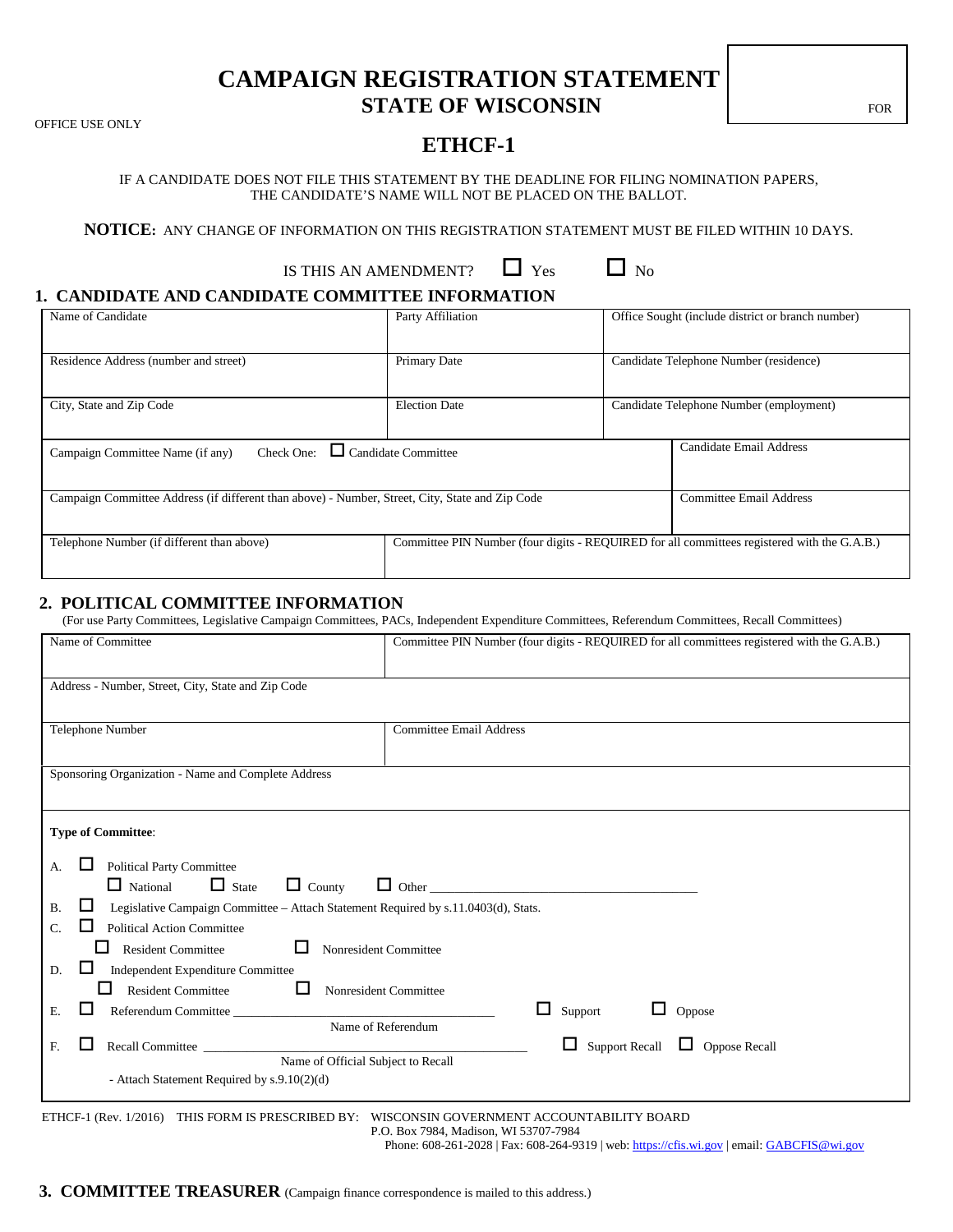OFFICE USE ONLY

FOR

# CAMPAIGN REGISTRATION STATEMENT
## STATE OF WISCONSIN

## ETHCF-1

IF A CANDIDATE DOES NOT FILE THIS STATEMENT BY THE DEADLINE FOR FILING NOMINATION PAPERS, THE CANDIDATE'S NAME WILL NOT BE PLACED ON THE BALLOT.

**NOTICE:** ANY CHANGE OF INFORMATION ON THIS REGISTRATION STATEMENT MUST BE FILED WITHIN 10 DAYS.

IS THIS AN AMENDMENT? ☐ Yes ☐ No

## 1. CANDIDATE AND CANDIDATE COMMITTEE INFORMATION

| Name of Candidate | Party Affiliation | Office Sought (include district or branch number) |
|---|---|---|
| Residence Address (number and street) | Primary Date | Candidate Telephone Number (residence) |
| City, State and Zip Code | Election Date | Candidate Telephone Number (employment) |
| Campaign Committee Name (if any) Check One: ☐ Candidate Committee | | Candidate Email Address |
| Campaign Committee Address (if different than above) - Number, Street, City, State and Zip Code | | Committee Email Address |
| Telephone Number (if different than above) | Committee PIN Number (four digits - REQUIRED for all committees registered with the G.A.B.) | |

## 2. POLITICAL COMMITTEE INFORMATION

(For use Party Committees, Legislative Campaign Committees, PACs, Independent Expenditure Committees, Referendum Committees, Recall Committees)

| Name of Committee | Committee PIN Number (four digits - REQUIRED for all committees registered with the G.A.B.) |
|---|---|
| Address - Number, Street, City, State and Zip Code | |
| Telephone Number | Committee Email Address |
| Sponsoring Organization - Name and Complete Address | |

**Type of Committee**:

A. ☐ Political Party Committee
   ☐ National ☐ State ☐ County ☐ Other ____________________

B. ☐ Legislative Campaign Committee – Attach Statement Required by s.11.0403(d), Stats.

C. ☐ Political Action Committee
   ☐ Resident Committee ☐ Nonresident Committee

D. ☐ Independent Expenditure Committee
   ☐ Resident Committee ☐ Nonresident Committee

E. ☐ Referendum Committee ____________________ ☐ Support ☐ Oppose
   Name of Referendum

F. ☐ Recall Committee ____________________ ☐ Support Recall ☐ Oppose Recall
   Name of Official Subject to Recall
   - Attach Statement Required by s.9.10(2)(d)

ETHCF-1 (Rev. 1/2016) THIS FORM IS PRESCRIBED BY: WISCONSIN GOVERNMENT ACCOUNTABILITY BOARD
P.O. Box 7984, Madison, WI 53707-7984
Phone: 608-261-2028 | Fax: 608-264-9319 | web: https://cfis.wi.gov | email: GABCFIS@wi.gov

## 3. COMMITTEE TREASURER (Campaign finance correspondence is mailed to this address.)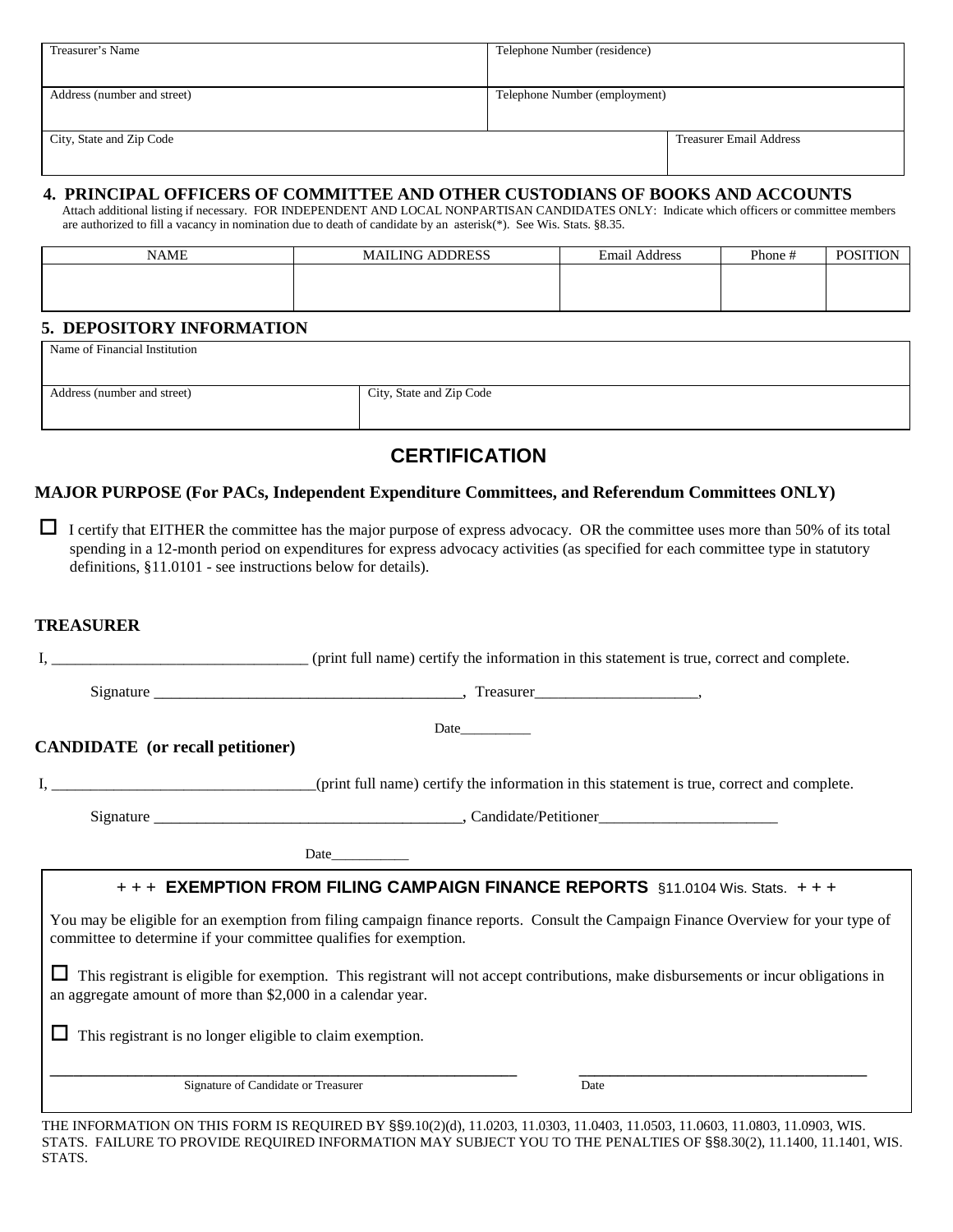| Treasurer's Name | Telephone Number (residence) | |
|---|---|---|
| Address (number and street) | Telephone Number (employment) | |
| City, State and Zip Code | | Treasurer Email Address |

## 4. PRINCIPAL OFFICERS OF COMMITTEE AND OTHER CUSTODIANS OF BOOKS AND ACCOUNTS

Attach additional listing if necessary. FOR INDEPENDENT AND LOCAL NONPARTISAN CANDIDATES ONLY: Indicate which officers or committee members are authorized to fill a vacancy in nomination due to death of candidate by an asterisk(*). See Wis. Stats. §8.35.

| NAME | MAILING ADDRESS | Email Address | Phone # | POSITION |
|---|---|---|---|---|
| | | | | |

## 5. DEPOSITORY INFORMATION

| Name of Financial Institution | |
|---|---|
| Address (number and street) | City, State and Zip Code |

# CERTIFICATION

### MAJOR PURPOSE (For PACs, Independent Expenditure Committees, and Referendum Committees ONLY)

☐ I certify that EITHER the committee has the major purpose of express advocacy. OR the committee uses more than 50% of its total spending in a 12-month period on expenditures for express advocacy activities (as specified for each committee type in statutory definitions, §11.0101 - see instructions below for details).

### TREASURER

I, ________________________________ (print full name) certify the information in this statement is true, correct and complete.

Signature ______________________________________, Treasurer____________________,

Date__________

### CANDIDATE (or recall petitioner)

I, _________________________________(print full name) certify the information in this statement is true, correct and complete.

Signature _______________________________________, Candidate/Petitioner______________________

Date___________

### + + + EXEMPTION FROM FILING CAMPAIGN FINANCE REPORTS §11.0104 Wis. Stats. + + +

You may be eligible for an exemption from filing campaign finance reports. Consult the Campaign Finance Overview for your type of committee to determine if your committee qualifies for exemption.

☐ This registrant is eligible for exemption. This registrant will not accept contributions, make disbursements or incur obligations in an aggregate amount of more than $2,000 in a calendar year.

☐ This registrant is no longer eligible to claim exemption.

_______________________________________ Signature of Candidate or Treasurer

_______________________________________ Date

THE INFORMATION ON THIS FORM IS REQUIRED BY §§9.10(2)(d), 11.0203, 11.0303, 11.0403, 11.0503, 11.0603, 11.0803, 11.0903, WIS. STATS. FAILURE TO PROVIDE REQUIRED INFORMATION MAY SUBJECT YOU TO THE PENALTIES OF §§8.30(2), 11.1400, 11.1401, WIS. STATS.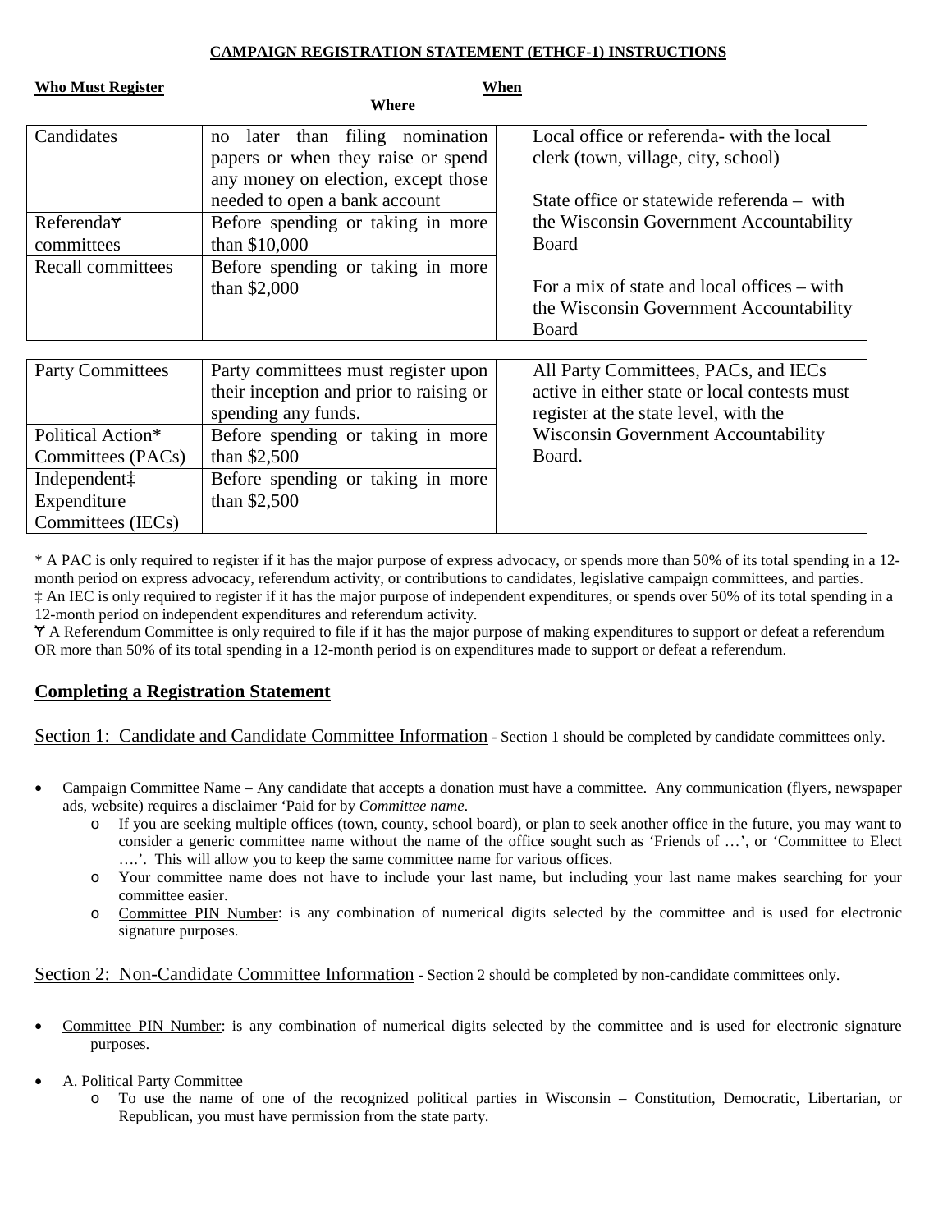**CAMPAIGN REGISTRATION STATEMENT (ETHCF-1) INSTRUCTIONS**

| **Who Must Register** | **When** | **Where** |
|---|---|---|
| Candidates | no later than filing nomination papers or when they raise or spend any money on election, except those needed to open a bank account | Local office or referenda- with the local clerk (town, village, city, school)<br><br>State office or statewide referenda – with the Wisconsin Government Accountability Board<br><br>For a mix of state and local offices – with the Wisconsin Government Accountability Board |
| Referendaϒ committees | Before spending or taking in more than $10,000 | |
| Recall committees | Before spending or taking in more than $2,000 | |
| Party Committees | Party committees must register upon their inception and prior to raising or spending any funds. | All Party Committees, PACs, and IECs active in either state or local contests must register at the state level, with the Wisconsin Government Accountability Board. |
| Political Action* Committees (PACs) | Before spending or taking in more than $2,500 | |
| Independent‡ Expenditure Committees (IECs) | Before spending or taking in more than $2,500 | |

* A PAC is only required to register if it has the major purpose of express advocacy, or spends more than 50% of its total spending in a 12-month period on express advocacy, referendum activity, or contributions to candidates, legislative campaign committees, and parties.
‡ An IEC is only required to register if it has the major purpose of independent expenditures, or spends over 50% of its total spending in a 12-month period on independent expenditures and referendum activity.
ϒ A Referendum Committee is only required to file if it has the major purpose of making expenditures to support or defeat a referendum OR more than 50% of its total spending in a 12-month period is on expenditures made to support or defeat a referendum.

## Completing a Registration Statement

Section 1: Candidate and Candidate Committee Information - Section 1 should be completed by candidate committees only.

- Campaign Committee Name – Any candidate that accepts a donation must have a committee. Any communication (flyers, newspaper ads, website) requires a disclaimer 'Paid for by *Committee name*.
  - If you are seeking multiple offices (town, county, school board), or plan to seek another office in the future, you may want to consider a generic committee name without the name of the office sought such as 'Friends of …', or 'Committee to Elect ….'. This will allow you to keep the same committee name for various offices.
  - Your committee name does not have to include your last name, but including your last name makes searching for your committee easier.
  - Committee PIN Number: is any combination of numerical digits selected by the committee and is used for electronic signature purposes.

Section 2: Non-Candidate Committee Information - Section 2 should be completed by non-candidate committees only.

- Committee PIN Number: is any combination of numerical digits selected by the committee and is used for electronic signature purposes.
- A. Political Party Committee
  - To use the name of one of the recognized political parties in Wisconsin – Constitution, Democratic, Libertarian, or Republican, you must have permission from the state party.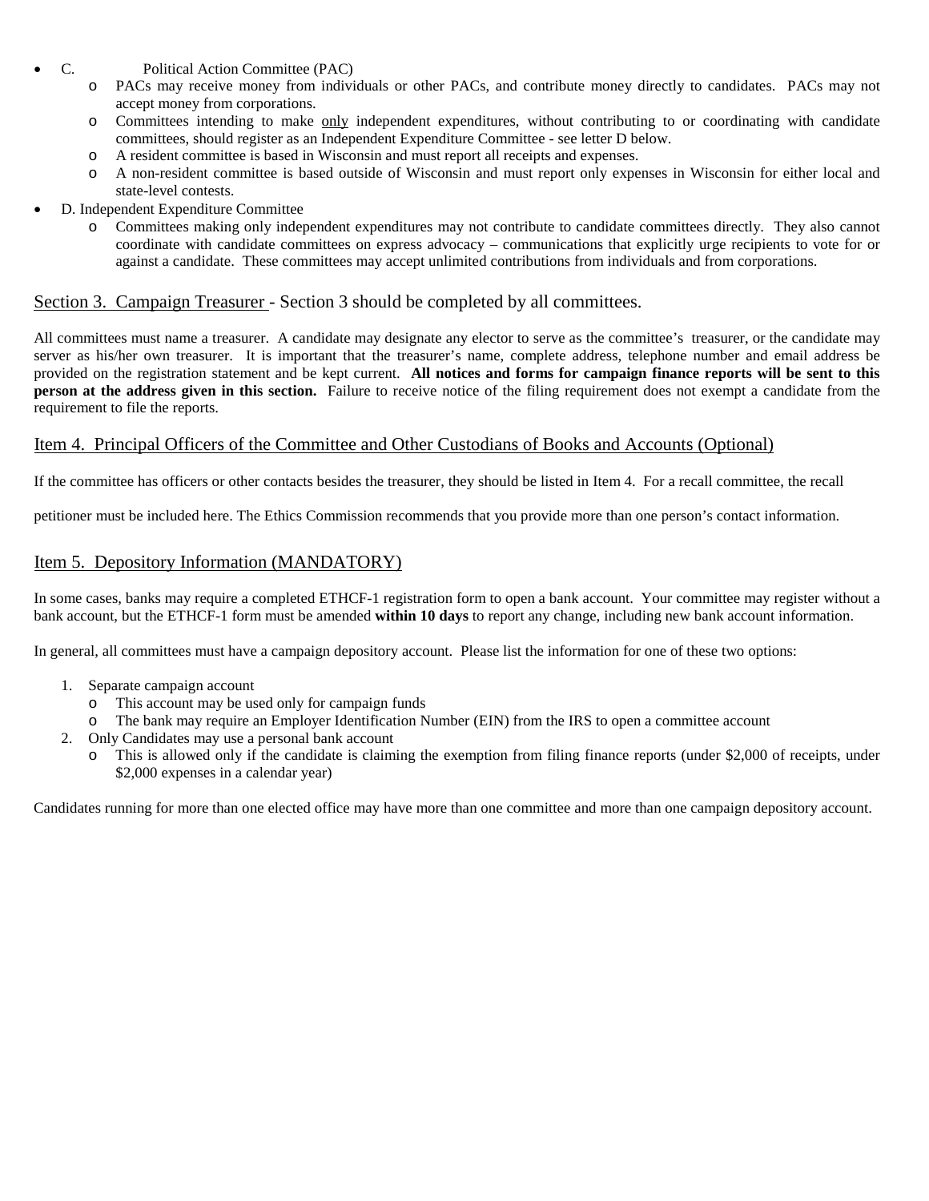- C. Political Action Committee (PAC)
  - PACs may receive money from individuals or other PACs, and contribute money directly to candidates. PACs may not accept money from corporations.
  - Committees intending to make <u>only</u> independent expenditures, without contributing to or coordinating with candidate committees, should register as an Independent Expenditure Committee - see letter D below.
  - A resident committee is based in Wisconsin and must report all receipts and expenses.
  - A non-resident committee is based outside of Wisconsin and must report only expenses in Wisconsin for either local and state-level contests.
- D. Independent Expenditure Committee
  - Committees making only independent expenditures may not contribute to candidate committees directly. They also cannot coordinate with candidate committees on express advocacy – communications that explicitly urge recipients to vote for or against a candidate. These committees may accept unlimited contributions from individuals and from corporations.

## <u>Section 3. Campaign Treasurer</u> - Section 3 should be completed by all committees.

All committees must name a treasurer. A candidate may designate any elector to serve as the committee's treasurer, or the candidate may server as his/her own treasurer. It is important that the treasurer's name, complete address, telephone number and email address be provided on the registration statement and be kept current. **All notices and forms for campaign finance reports will be sent to this person at the address given in this section.** Failure to receive notice of the filing requirement does not exempt a candidate from the requirement to file the reports.

## <u>Item 4. Principal Officers of the Committee and Other Custodians of Books and Accounts (Optional)</u>

If the committee has officers or other contacts besides the treasurer, they should be listed in Item 4. For a recall committee, the recall petitioner must be included here. The Ethics Commission recommends that you provide more than one person's contact information.

## <u>Item 5. Depository Information (MANDATORY)</u>

In some cases, banks may require a completed ETHCF-1 registration form to open a bank account. Your committee may register without a bank account, but the ETHCF-1 form must be amended **within 10 days** to report any change, including new bank account information.

In general, all committees must have a campaign depository account. Please list the information for one of these two options:

1. Separate campaign account
   - This account may be used only for campaign funds
   - The bank may require an Employer Identification Number (EIN) from the IRS to open a committee account
2. Only Candidates may use a personal bank account
   - This is allowed only if the candidate is claiming the exemption from filing finance reports (under $2,000 of receipts, under $2,000 expenses in a calendar year)

Candidates running for more than one elected office may have more than one committee and more than one campaign depository account.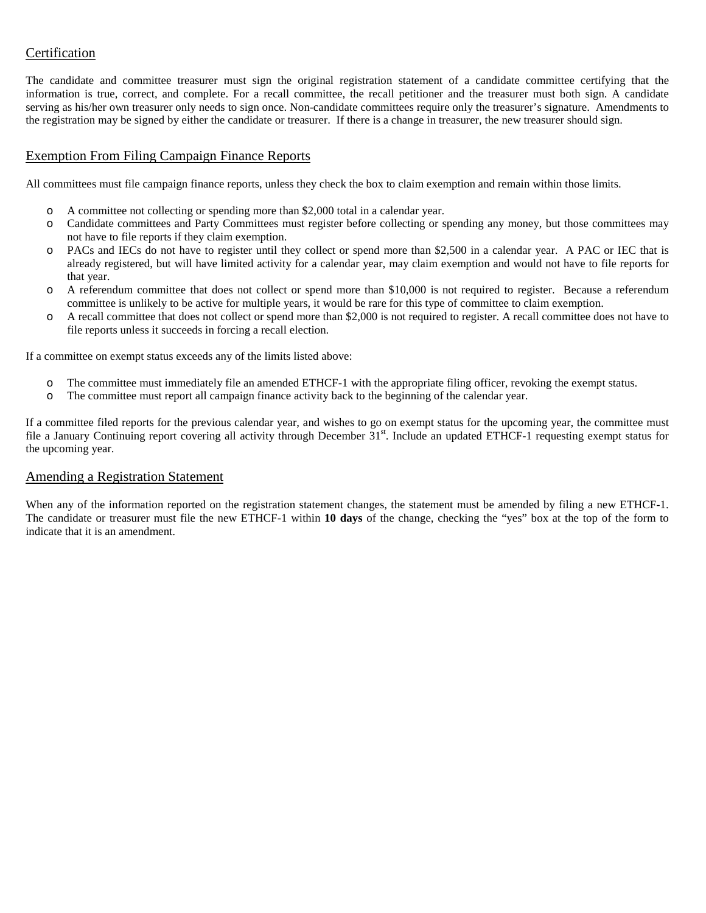## Certification

The candidate and committee treasurer must sign the original registration statement of a candidate committee certifying that the information is true, correct, and complete. For a recall committee, the recall petitioner and the treasurer must both sign. A candidate serving as his/her own treasurer only needs to sign once. Non-candidate committees require only the treasurer's signature. Amendments to the registration may be signed by either the candidate or treasurer. If there is a change in treasurer, the new treasurer should sign.

## Exemption From Filing Campaign Finance Reports

All committees must file campaign finance reports, unless they check the box to claim exemption and remain within those limits.

- A committee not collecting or spending more than $2,000 total in a calendar year.
- Candidate committees and Party Committees must register before collecting or spending any money, but those committees may not have to file reports if they claim exemption.
- PACs and IECs do not have to register until they collect or spend more than $2,500 in a calendar year. A PAC or IEC that is already registered, but will have limited activity for a calendar year, may claim exemption and would not have to file reports for that year.
- A referendum committee that does not collect or spend more than $10,000 is not required to register. Because a referendum committee is unlikely to be active for multiple years, it would be rare for this type of committee to claim exemption.
- A recall committee that does not collect or spend more than $2,000 is not required to register. A recall committee does not have to file reports unless it succeeds in forcing a recall election.

If a committee on exempt status exceeds any of the limits listed above:

- The committee must immediately file an amended ETHCF-1 with the appropriate filing officer, revoking the exempt status.
- The committee must report all campaign finance activity back to the beginning of the calendar year.

If a committee filed reports for the previous calendar year, and wishes to go on exempt status for the upcoming year, the committee must file a January Continuing report covering all activity through December 31st. Include an updated ETHCF-1 requesting exempt status for the upcoming year.

## Amending a Registration Statement

When any of the information reported on the registration statement changes, the statement must be amended by filing a new ETHCF-1. The candidate or treasurer must file the new ETHCF-1 within **10 days** of the change, checking the "yes" box at the top of the form to indicate that it is an amendment.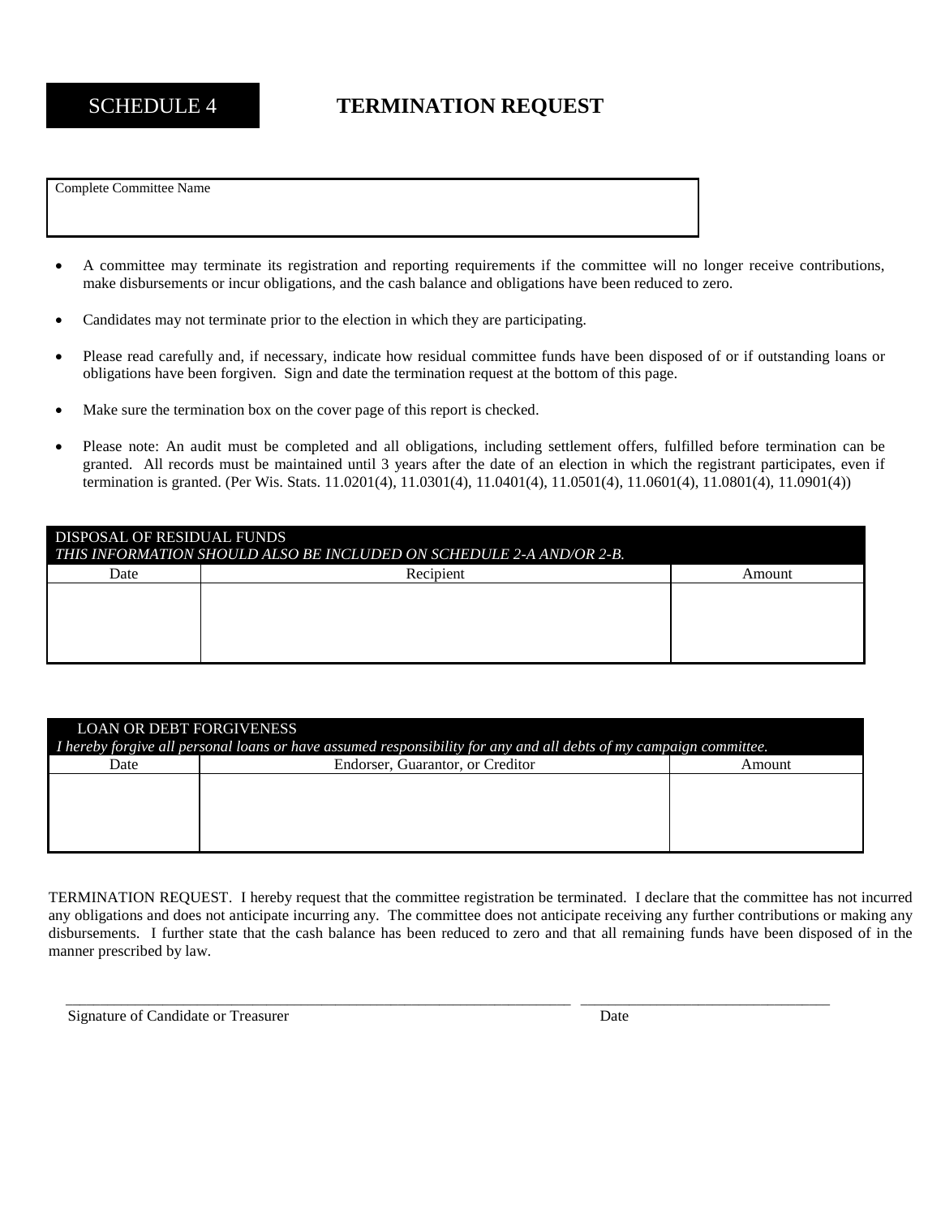# SCHEDULE 4 — TERMINATION REQUEST

| Complete Committee Name |
|---|
| |

- A committee may terminate its registration and reporting requirements if the committee will no longer receive contributions, make disbursements or incur obligations, and the cash balance and obligations have been reduced to zero.
- Candidates may not terminate prior to the election in which they are participating.
- Please read carefully and, if necessary, indicate how residual committee funds have been disposed of or if outstanding loans or obligations have been forgiven. Sign and date the termination request at the bottom of this page.
- Make sure the termination box on the cover page of this report is checked.
- Please note: An audit must be completed and all obligations, including settlement offers, fulfilled before termination can be granted. All records must be maintained until 3 years after the date of an election in which the registrant participates, even if termination is granted. (Per Wis. Stats. 11.0201(4), 11.0301(4), 11.0401(4), 11.0501(4), 11.0601(4), 11.0801(4), 11.0901(4))

**DISPOSAL OF RESIDUAL FUNDS**
*THIS INFORMATION SHOULD ALSO BE INCLUDED ON SCHEDULE 2-A AND/OR 2-B.*

| Date | Recipient | Amount |
|---|---|---|
| | | |

**LOAN OR DEBT FORGIVENESS**
*I hereby forgive all personal loans or have assumed responsibility for any and all debts of my campaign committee.*

| Date | Endorser, Guarantor, or Creditor | Amount |
|---|---|---|
| | | |

TERMINATION REQUEST. I hereby request that the committee registration be terminated. I declare that the committee has not incurred any obligations and does not anticipate incurring any. The committee does not anticipate receiving any further contributions or making any disbursements. I further state that the cash balance has been reduced to zero and that all remaining funds have been disposed of in the manner prescribed by law.

_______________________________________ _______________________

Signature of Candidate or Treasurer Date